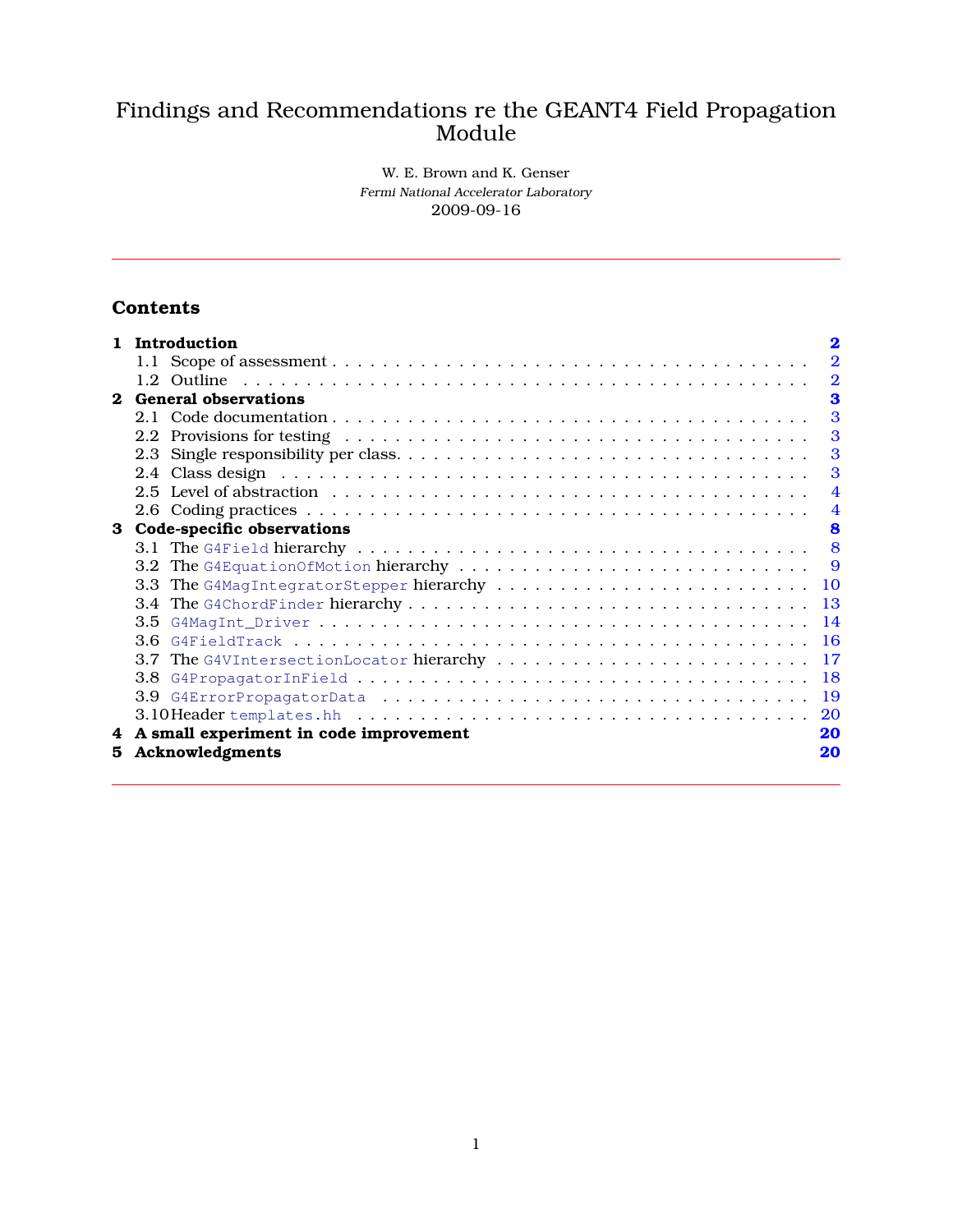# Findings and Recommendations re the GEANT4 Field Propagation Module

W. E. Brown and K. Genser

*Fermi National Accelerator Laboratory*

2009-09-16

---

## Contents

- **1 Introduction** — **2**
  - 1.1 Scope of assessment — 2
  - 1.2 Outline — 2
- **2 General observations** — **3**
  - 2.1 Code documentation — 3
  - 2.2 Provisions for testing — 3
  - 2.3 Single responsibility per class. — 3
  - 2.4 Class design — 3
  - 2.5 Level of abstraction — 4
  - 2.6 Coding practices — 4
- **3 Code-specific observations** — **8**
  - 3.1 The `G4Field` hierarchy — 8
  - 3.2 The `G4EquationOfMotion` hierarchy — 9
  - 3.3 The `G4MagIntegratorStepper` hierarchy — 10
  - 3.4 The `G4ChordFinder` hierarchy — 13
  - 3.5 `G4MagInt_Driver` — 14
  - 3.6 `G4FieldTrack` — 16
  - 3.7 The `G4VIntersectionLocator` hierarchy — 17
  - 3.8 `G4PropagatorInField` — 18
  - 3.9 `G4ErrorPropagatorData` — 19
  - 3.10 Header `templates.hh` — 20
- **4 A small experiment in code improvement** — **20**
- **5 Acknowledgments** — **20**

---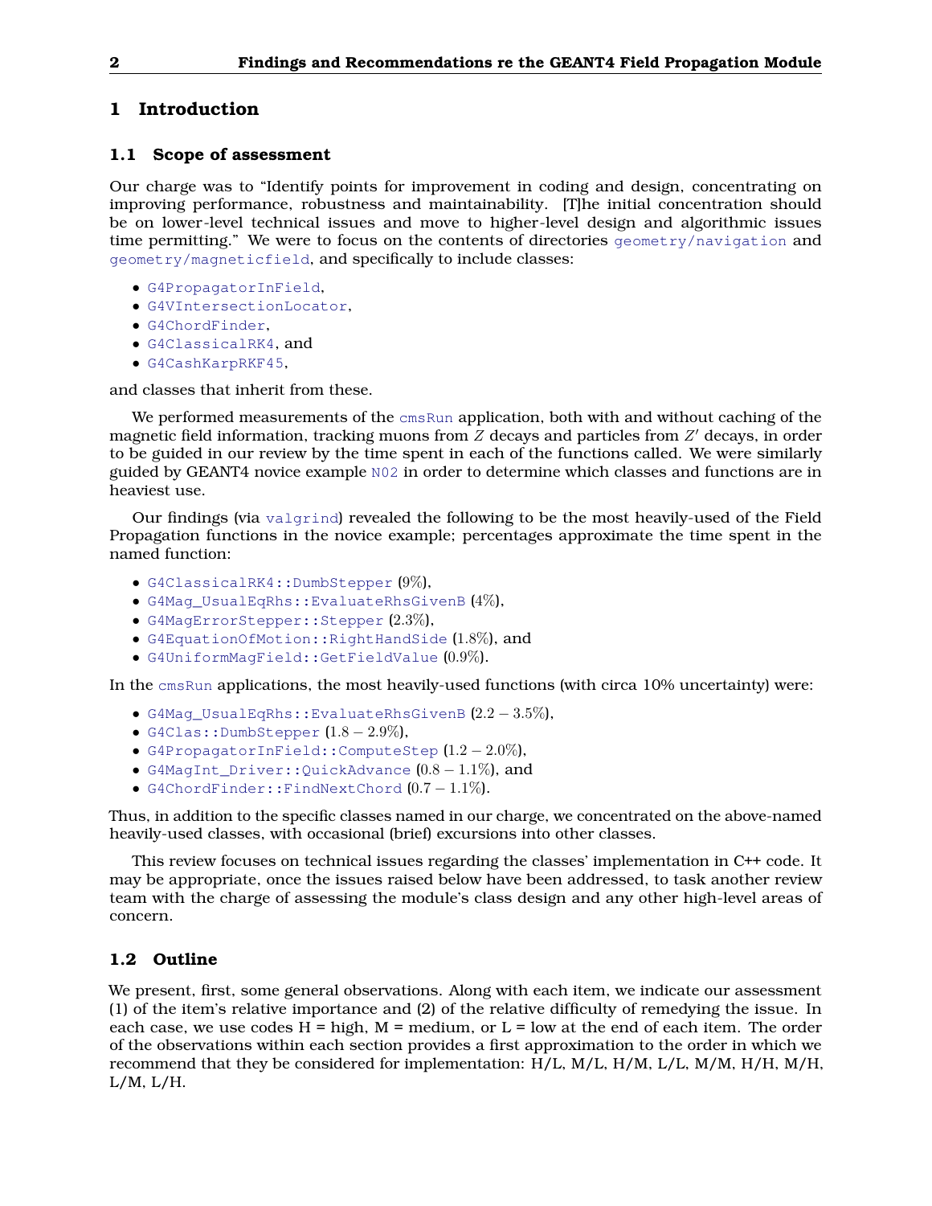# 1 Introduction

## 1.1 Scope of assessment

Our charge was to "Identify points for improvement in coding and design, concentrating on improving performance, robustness and maintainability. [T]he initial concentration should be on lower-level technical issues and move to higher-level design and algorithmic issues time permitting." We were to focus on the contents of directories `geometry/navigation` and `geometry/magneticfield`, and specifically to include classes:

- `G4PropagatorInField`,
- `G4VIntersectionLocator`,
- `G4ChordFinder`,
- `G4ClassicalRK4`, and
- `G4CashKarpRKF45`,

and classes that inherit from these.

We performed measurements of the `cmsRun` application, both with and without caching of the magnetic field information, tracking muons from $Z$ decays and particles from $Z'$ decays, in order to be guided in our review by the time spent in each of the functions called. We were similarly guided by GEANT4 novice example `N02` in order to determine which classes and functions are in heaviest use.

Our findings (via `valgrind`) revealed the following to be the most heavily-used of the Field Propagation functions in the novice example; percentages approximate the time spent in the named function:

- `G4ClassicalRK4::DumbStepper` (9%),
- `G4Mag_UsualEqRhs::EvaluateRhsGivenB` (4%),
- `G4MagErrorStepper::Stepper` (2.3%),
- `G4EquationOfMotion::RightHandSide` (1.8%), and
- `G4UniformMagField::GetFieldValue` (0.9%).

In the `cmsRun` applications, the most heavily-used functions (with circa 10% uncertainty) were:

- `G4Mag_UsualEqRhs::EvaluateRhsGivenB` ($2.2 - 3.5\%$),
- `G4Clas::DumbStepper` ($1.8 - 2.9\%$),
- `G4PropagatorInField::ComputeStep` ($1.2 - 2.0\%$),
- `G4MagInt_Driver::QuickAdvance` ($0.8 - 1.1\%$), and
- `G4ChordFinder::FindNextChord` ($0.7 - 1.1\%$).

Thus, in addition to the specific classes named in our charge, we concentrated on the above-named heavily-used classes, with occasional (brief) excursions into other classes.

This review focuses on technical issues regarding the classes' implementation in C++ code. It may be appropriate, once the issues raised below have been addressed, to task another review team with the charge of assessing the module's class design and any other high-level areas of concern.

## 1.2 Outline

We present, first, some general observations. Along with each item, we indicate our assessment (1) of the item's relative importance and (2) of the relative difficulty of remedying the issue. In each case, we use codes H = high, M = medium, or L = low at the end of each item. The order of the observations within each section provides a first approximation to the order in which we recommend that they be considered for implementation: H/L, M/L, H/M, L/L, M/M, H/H, M/H, L/M, L/H.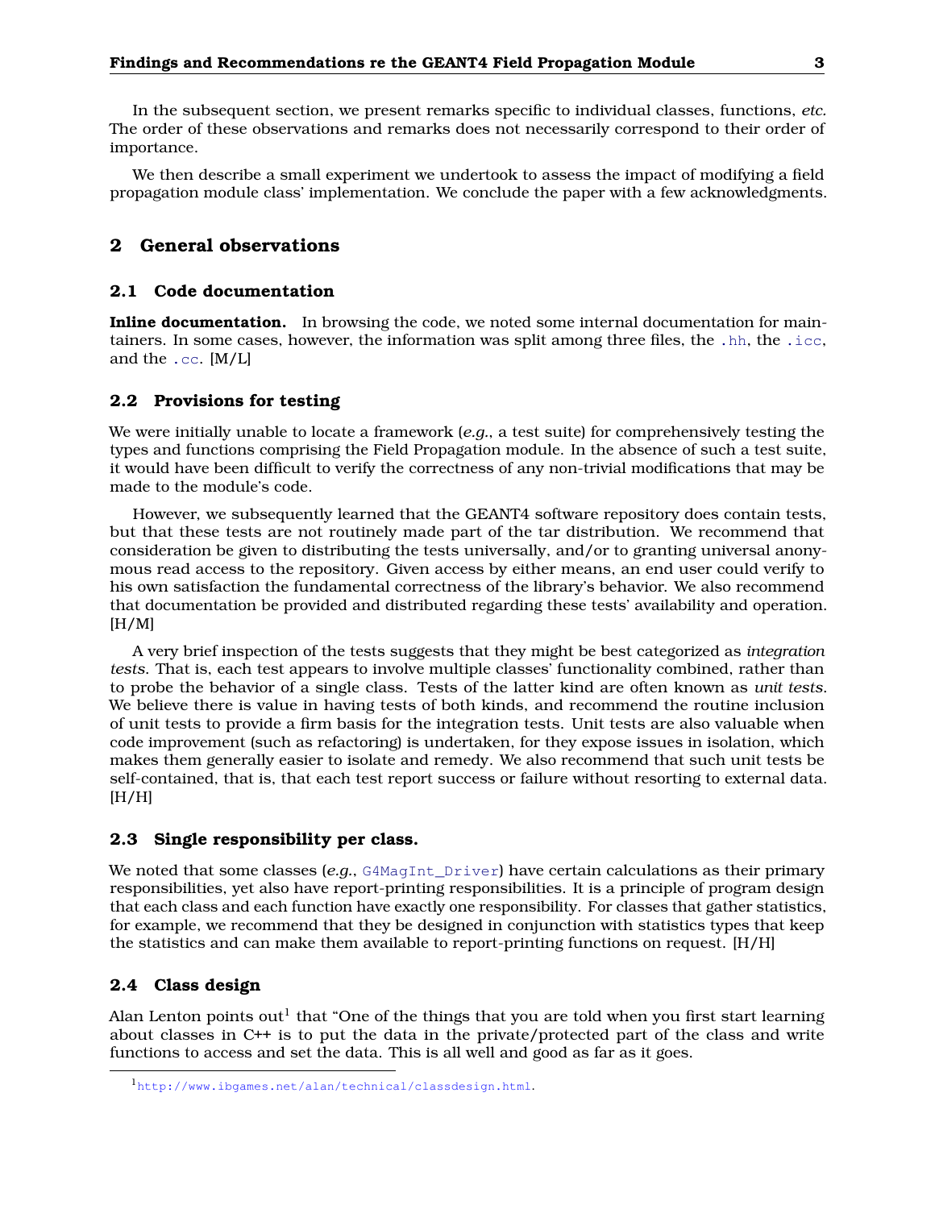In the subsequent section, we present remarks specific to individual classes, functions, *etc.* The order of these observations and remarks does not necessarily correspond to their order of importance.

We then describe a small experiment we undertook to assess the impact of modifying a field propagation module class' implementation. We conclude the paper with a few acknowledgments.

## 2 General observations

### 2.1 Code documentation

**Inline documentation.** In browsing the code, we noted some internal documentation for maintainers. In some cases, however, the information was split among three files, the `.hh`, the `.icc`, and the `.cc`. [M/L]

### 2.2 Provisions for testing

We were initially unable to locate a framework (*e.g.*, a test suite) for comprehensively testing the types and functions comprising the Field Propagation module. In the absence of such a test suite, it would have been difficult to verify the correctness of any non-trivial modifications that may be made to the module's code.

However, we subsequently learned that the GEANT4 software repository does contain tests, but that these tests are not routinely made part of the tar distribution. We recommend that consideration be given to distributing the tests universally, and/or to granting universal anonymous read access to the repository. Given access by either means, an end user could verify to his own satisfaction the fundamental correctness of the library's behavior. We also recommend that documentation be provided and distributed regarding these tests' availability and operation. [H/M]

A very brief inspection of the tests suggests that they might be best categorized as *integration tests*. That is, each test appears to involve multiple classes' functionality combined, rather than to probe the behavior of a single class. Tests of the latter kind are often known as *unit tests*. We believe there is value in having tests of both kinds, and recommend the routine inclusion of unit tests to provide a firm basis for the integration tests. Unit tests are also valuable when code improvement (such as refactoring) is undertaken, for they expose issues in isolation, which makes them generally easier to isolate and remedy. We also recommend that such unit tests be self-contained, that is, that each test report success or failure without resorting to external data. [H/H]

### 2.3 Single responsibility per class.

We noted that some classes (*e.g.*, `G4MagInt_Driver`) have certain calculations as their primary responsibilities, yet also have report-printing responsibilities. It is a principle of program design that each class and each function have exactly one responsibility. For classes that gather statistics, for example, we recommend that they be designed in conjunction with statistics types that keep the statistics and can make them available to report-printing functions on request. [H/H]

### 2.4 Class design

Alan Lenton points out[1] that "One of the things that you are told when you first start learning about classes in C++ is to put the data in the private/protected part of the class and write functions to access and set the data. This is all well and good as far as it goes.

[1] http://www.ibgames.net/alan/technical/classdesign.html.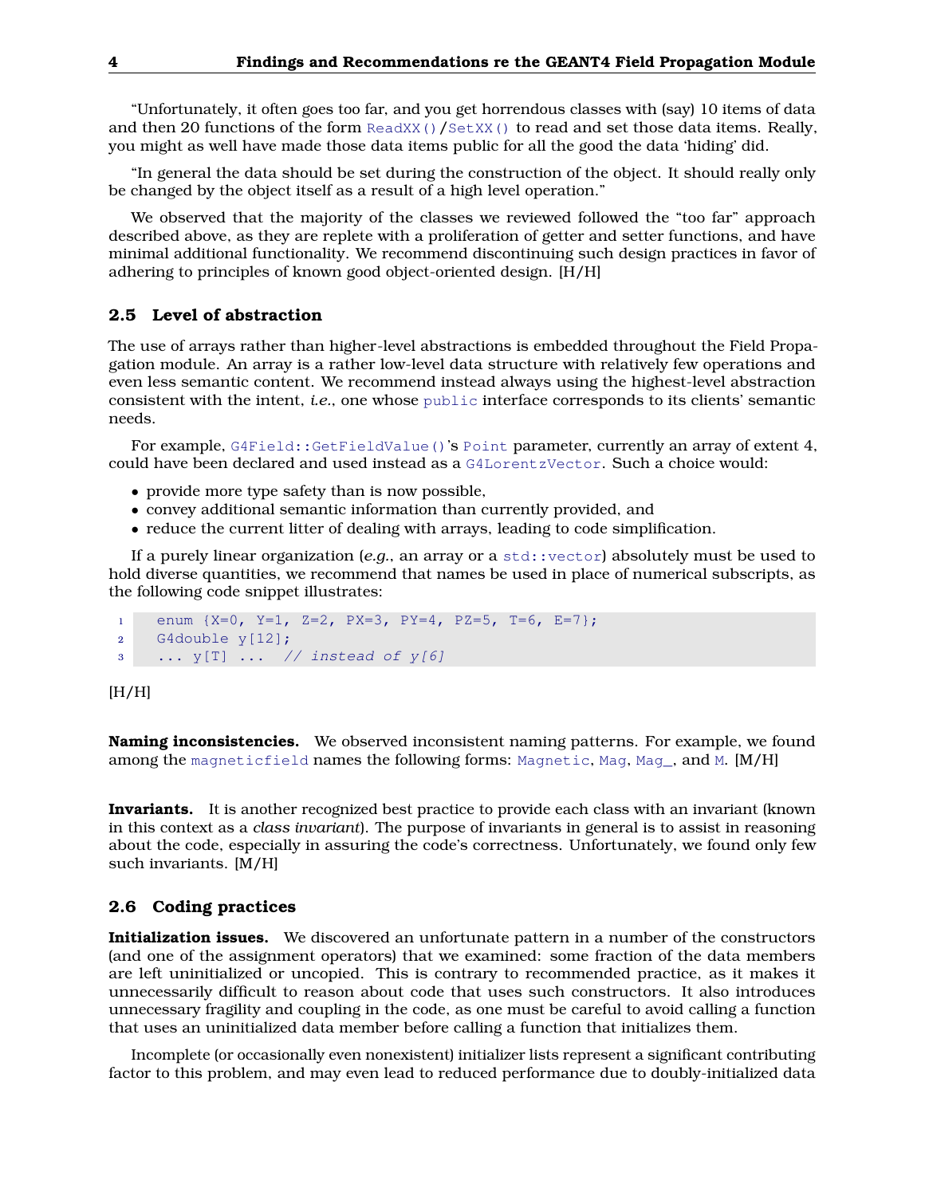"Unfortunately, it often goes too far, and you get horrendous classes with (say) 10 items of data and then 20 functions of the form `ReadXX()`/`SetXX()` to read and set those data items. Really, you might as well have made those data items public for all the good the data 'hiding' did.

"In general the data should be set during the construction of the object. It should really only be changed by the object itself as a result of a high level operation."

We observed that the majority of the classes we reviewed followed the "too far" approach described above, as they are replete with a proliferation of getter and setter functions, and have minimal additional functionality. We recommend discontinuing such design practices in favor of adhering to principles of known good object-oriented design. [H/H]

### 2.5 Level of abstraction

The use of arrays rather than higher-level abstractions is embedded throughout the Field Propagation module. An array is a rather low-level data structure with relatively few operations and even less semantic content. We recommend instead always using the highest-level abstraction consistent with the intent, *i.e.*, one whose `public` interface corresponds to its clients' semantic needs.

For example, `G4Field::GetFieldValue()`'s `Point` parameter, currently an array of extent 4, could have been declared and used instead as a `G4LorentzVector`. Such a choice would:

- provide more type safety than is now possible,
- convey additional semantic information than currently provided, and
- reduce the current litter of dealing with arrays, leading to code simplification.

If a purely linear organization (*e.g.*, an array or a `std::vector`) absolutely must be used to hold diverse quantities, we recommend that names be used in place of numerical subscripts, as the following code snippet illustrates:

```
enum {X=0, Y=1, Z=2, PX=3, PY=4, PZ=5, T=6, E=7};
G4double y[12];
... y[T] ...  // instead of y[6]
```

[H/H]

**Naming inconsistencies.** We observed inconsistent naming patterns. For example, we found among the `magneticfield` names the following forms: `Magnetic`, `Mag`, `Mag_`, and `M`. [M/H]

**Invariants.** It is another recognized best practice to provide each class with an invariant (known in this context as a *class invariant*). The purpose of invariants in general is to assist in reasoning about the code, especially in assuring the code's correctness. Unfortunately, we found only few such invariants. [M/H]

### 2.6 Coding practices

**Initialization issues.** We discovered an unfortunate pattern in a number of the constructors (and one of the assignment operators) that we examined: some fraction of the data members are left uninitialized or uncopied. This is contrary to recommended practice, as it makes it unnecessarily difficult to reason about code that uses such constructors. It also introduces unnecessary fragility and coupling in the code, as one must be careful to avoid calling a function that uses an uninitialized data member before calling a function that initializes them.

Incomplete (or occasionally even nonexistent) initializer lists represent a significant contributing factor to this problem, and may even lead to reduced performance due to doubly-initialized data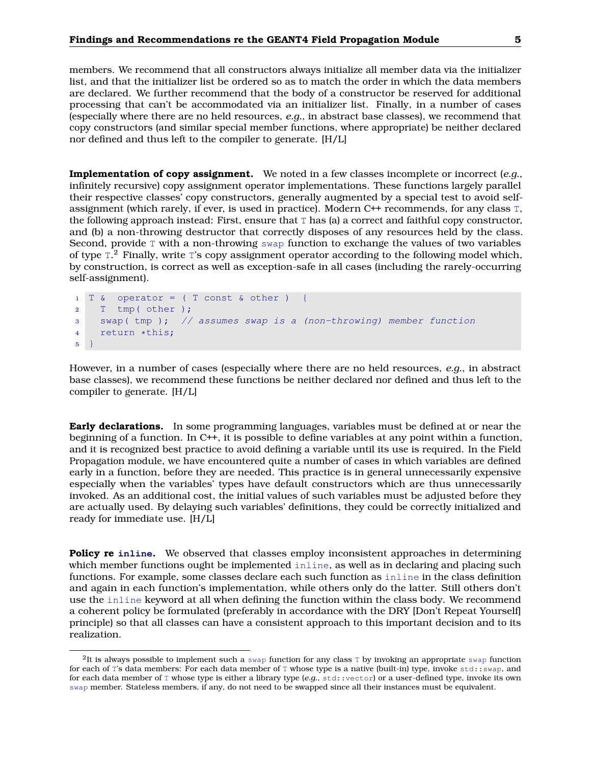members. We recommend that all constructors always initialize all member data via the initializer list, and that the initializer list be ordered so as to match the order in which the data members are declared. We further recommend that the body of a constructor be reserved for additional processing that can't be accommodated via an initializer list. Finally, in a number of cases (especially where there are no held resources, *e.g.*, in abstract base classes), we recommend that copy constructors (and similar special member functions, where appropriate) be neither declared nor defined and thus left to the compiler to generate. [H/L]

**Implementation of copy assignment.** We noted in a few classes incomplete or incorrect (*e.g.*, infinitely recursive) copy assignment operator implementations. These functions largely parallel their respective classes' copy constructors, generally augmented by a special test to avoid self-assignment (which rarely, if ever, is used in practice). Modern C++ recommends, for any class `T`, the following approach instead: First, ensure that `T` has (a) a correct and faithful copy constructor, and (b) a non-throwing destructor that correctly disposes of any resources held by the class. Second, provide `T` with a non-throwing `swap` function to exchange the values of two variables of type `T`.[2] Finally, write `T`'s copy assignment operator according to the following model which, by construction, is correct as well as exception-safe in all cases (including the rarely-occurring self-assignment).

```
T &  operator = ( T const & other )  {
  T  tmp( other );
  swap( tmp );  // assumes swap is a (non-throwing) member function
  return *this;
}
```

However, in a number of cases (especially where there are no held resources, *e.g.*, in abstract base classes), we recommend these functions be neither declared nor defined and thus left to the compiler to generate. [H/L]

**Early declarations.** In some programming languages, variables must be defined at or near the beginning of a function. In C++, it is possible to define variables at any point within a function, and it is recognized best practice to avoid defining a variable until its use is required. In the Field Propagation module, we have encountered quite a number of cases in which variables are defined early in a function, before they are needed. This practice is in general unnecessarily expensive especially when the variables' types have default constructors which are thus unnecessarily invoked. As an additional cost, the initial values of such variables must be adjusted before they are actually used. By delaying such variables' definitions, they could be correctly initialized and ready for immediate use. [H/L]

**Policy re `inline`.** We observed that classes employ inconsistent approaches in determining which member functions ought be implemented `inline`, as well as in declaring and placing such functions. For example, some classes declare each such function as `inline` in the class definition and again in each function's implementation, while others only do the latter. Still others don't use the `inline` keyword at all when defining the function within the class body. We recommend a coherent policy be formulated (preferably in accordance with the DRY [Don't Repeat Yourself] principle) so that all classes can have a consistent approach to this important decision and to its realization.

---

[2] It is always possible to implement such a `swap` function for any class `T` by invoking an appropriate `swap` function for each of `T`'s data members: For each data member of `T` whose type is a native (built-in) type, invoke `std::swap`, and for each data member of `T` whose type is either a library type (*e.g.*, `std::vector`) or a user-defined type, invoke its own `swap` member. Stateless members, if any, do not need to be swapped since all their instances must be equivalent.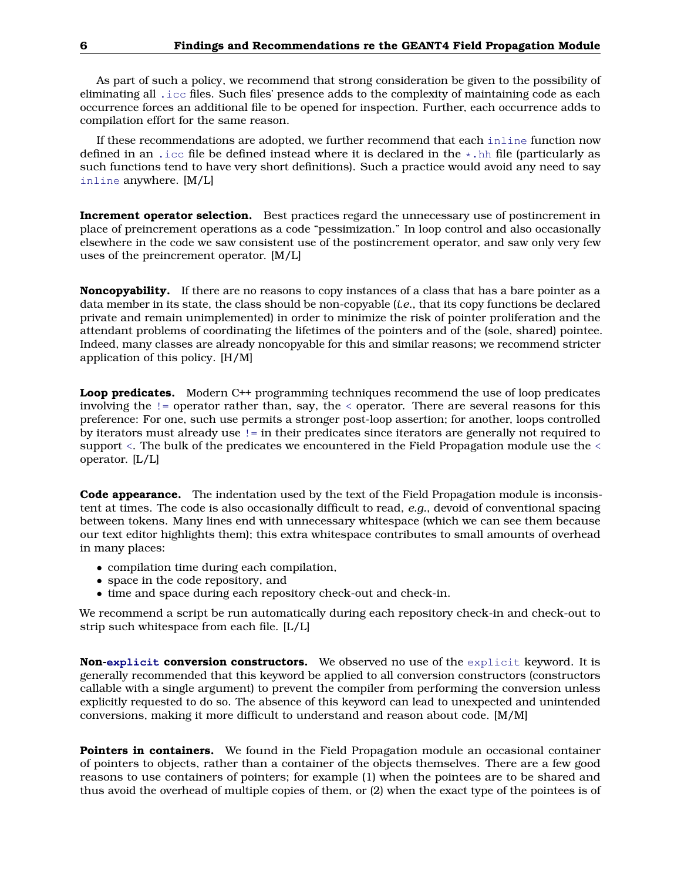As part of such a policy, we recommend that strong consideration be given to the possibility of eliminating all `.icc` files. Such files' presence adds to the complexity of maintaining code as each occurrence forces an additional file to be opened for inspection. Further, each occurrence adds to compilation effort for the same reason.

If these recommendations are adopted, we further recommend that each `inline` function now defined in an `.icc` file be defined instead where it is declared in the `*.hh` file (particularly as such functions tend to have very short definitions). Such a practice would avoid any need to say `inline` anywhere. [M/L]

**Increment operator selection.** Best practices regard the unnecessary use of postincrement in place of preincrement operations as a code "pessimization." In loop control and also occasionally elsewhere in the code we saw consistent use of the postincrement operator, and saw only very few uses of the preincrement operator. [M/L]

**Noncopyability.** If there are no reasons to copy instances of a class that has a bare pointer as a data member in its state, the class should be non-copyable (*i.e.*, that its copy functions be declared private and remain unimplemented) in order to minimize the risk of pointer proliferation and the attendant problems of coordinating the lifetimes of the pointers and of the (sole, shared) pointee. Indeed, many classes are already noncopyable for this and similar reasons; we recommend stricter application of this policy. [H/M]

**Loop predicates.** Modern C++ programming techniques recommend the use of loop predicates involving the `!=` operator rather than, say, the `<` operator. There are several reasons for this preference: For one, such use permits a stronger post-loop assertion; for another, loops controlled by iterators must already use `!=` in their predicates since iterators are generally not required to support `<`. The bulk of the predicates we encountered in the Field Propagation module use the `<` operator. [L/L]

**Code appearance.** The indentation used by the text of the Field Propagation module is inconsistent at times. The code is also occasionally difficult to read, *e.g.*, devoid of conventional spacing between tokens. Many lines end with unnecessary whitespace (which we can see them because our text editor highlights them); this extra whitespace contributes to small amounts of overhead in many places:

- compilation time during each compilation,
- space in the code repository, and
- time and space during each repository check-out and check-in.

We recommend a script be run automatically during each repository check-in and check-out to strip such whitespace from each file. [L/L]

**Non-`explicit` conversion constructors.** We observed no use of the `explicit` keyword. It is generally recommended that this keyword be applied to all conversion constructors (constructors callable with a single argument) to prevent the compiler from performing the conversion unless explicitly requested to do so. The absence of this keyword can lead to unexpected and unintended conversions, making it more difficult to understand and reason about code. [M/M]

**Pointers in containers.** We found in the Field Propagation module an occasional container of pointers to objects, rather than a container of the objects themselves. There are a few good reasons to use containers of pointers; for example (1) when the pointees are to be shared and thus avoid the overhead of multiple copies of them, or (2) when the exact type of the pointees is of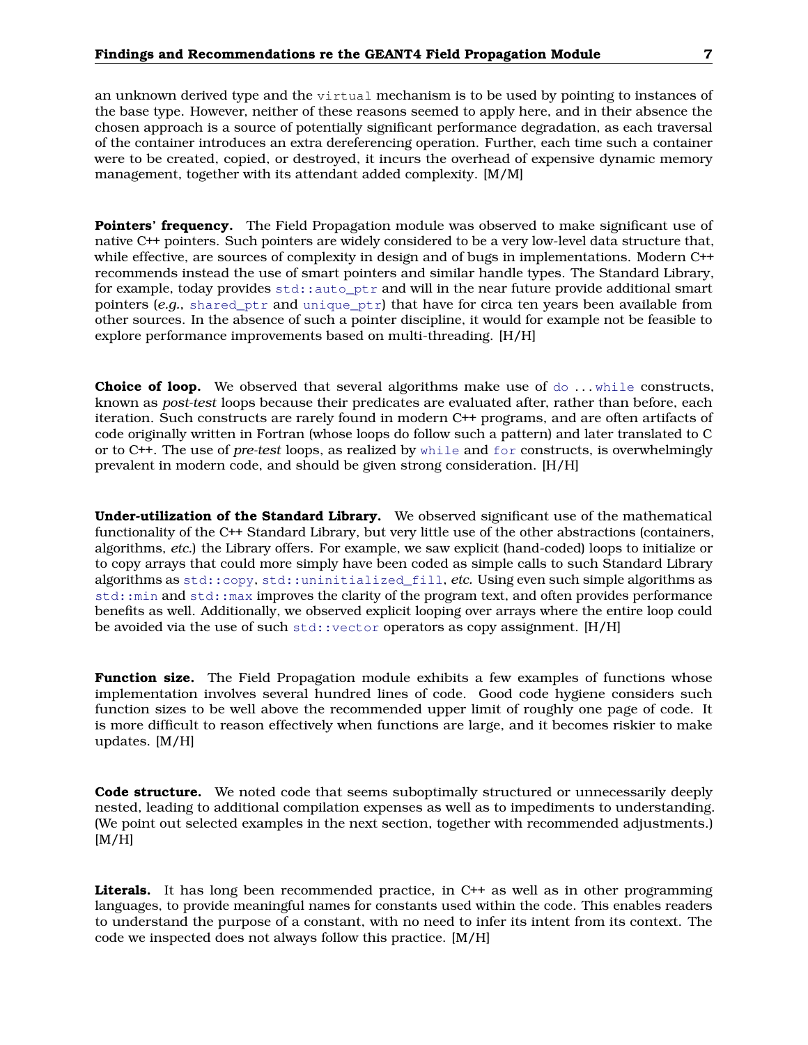an unknown derived type and the `virtual` mechanism is to be used by pointing to instances of the base type. However, neither of these reasons seemed to apply here, and in their absence the chosen approach is a source of potentially significant performance degradation, as each traversal of the container introduces an extra dereferencing operation. Further, each time such a container were to be created, copied, or destroyed, it incurs the overhead of expensive dynamic memory management, together with its attendant added complexity. [M/M]

**Pointers' frequency.** The Field Propagation module was observed to make significant use of native C++ pointers. Such pointers are widely considered to be a very low-level data structure that, while effective, are sources of complexity in design and of bugs in implementations. Modern C++ recommends instead the use of smart pointers and similar handle types. The Standard Library, for example, today provides `std::auto_ptr` and will in the near future provide additional smart pointers (*e.g.*, `shared_ptr` and `unique_ptr`) that have for circa ten years been available from other sources. In the absence of such a pointer discipline, it would for example not be feasible to explore performance improvements based on multi-threading. [H/H]

**Choice of loop.** We observed that several algorithms make use of `do` ... `while` constructs, known as *post-test* loops because their predicates are evaluated after, rather than before, each iteration. Such constructs are rarely found in modern C++ programs, and are often artifacts of code originally written in Fortran (whose loops do follow such a pattern) and later translated to C or to C++. The use of *pre-test* loops, as realized by `while` and `for` constructs, is overwhelmingly prevalent in modern code, and should be given strong consideration. [H/H]

**Under-utilization of the Standard Library.** We observed significant use of the mathematical functionality of the C++ Standard Library, but very little use of the other abstractions (containers, algorithms, *etc.*) the Library offers. For example, we saw explicit (hand-coded) loops to initialize or to copy arrays that could more simply have been coded as simple calls to such Standard Library algorithms as `std::copy`, `std::uninitialized_fill`, *etc.* Using even such simple algorithms as `std::min` and `std::max` improves the clarity of the program text, and often provides performance benefits as well. Additionally, we observed explicit looping over arrays where the entire loop could be avoided via the use of such `std::vector` operators as copy assignment. [H/H]

**Function size.** The Field Propagation module exhibits a few examples of functions whose implementation involves several hundred lines of code. Good code hygiene considers such function sizes to be well above the recommended upper limit of roughly one page of code. It is more difficult to reason effectively when functions are large, and it becomes riskier to make updates. [M/H]

**Code structure.** We noted code that seems suboptimally structured or unnecessarily deeply nested, leading to additional compilation expenses as well as to impediments to understanding. (We point out selected examples in the next section, together with recommended adjustments.) [M/H]

**Literals.** It has long been recommended practice, in C++ as well as in other programming languages, to provide meaningful names for constants used within the code. This enables readers to understand the purpose of a constant, with no need to infer its intent from its context. The code we inspected does not always follow this practice. [M/H]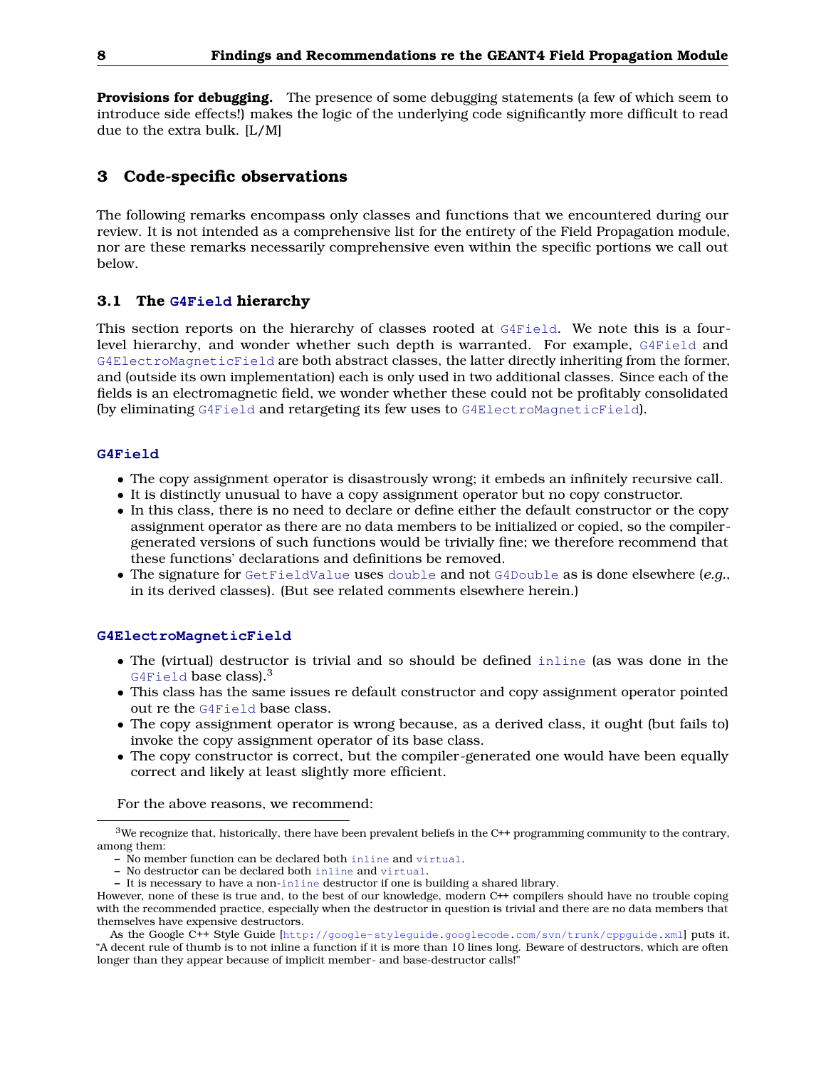**Provisions for debugging.** The presence of some debugging statements (a few of which seem to introduce side effects!) makes the logic of the underlying code significantly more difficult to read due to the extra bulk. [L/M]

## 3 Code-specific observations

The following remarks encompass only classes and functions that we encountered during our review. It is not intended as a comprehensive list for the entirety of the Field Propagation module, nor are these remarks necessarily comprehensive even within the specific portions we call out below.

### 3.1 The `G4Field` hierarchy

This section reports on the hierarchy of classes rooted at `G4Field`. We note this is a four-level hierarchy, and wonder whether such depth is warranted. For example, `G4Field` and `G4ElectroMagneticField` are both abstract classes, the latter directly inheriting from the former, and (outside its own implementation) each is only used in two additional classes. Since each of the fields is an electromagnetic field, we wonder whether these could not be profitably consolidated (by eliminating `G4Field` and retargeting its few uses to `G4ElectroMagneticField`).

#### `G4Field`

- The copy assignment operator is disastrously wrong; it embeds an infinitely recursive call.
- It is distinctly unusual to have a copy assignment operator but no copy constructor.
- In this class, there is no need to declare or define either the default constructor or the copy assignment operator as there are no data members to be initialized or copied, so the compiler-generated versions of such functions would be trivially fine; we therefore recommend that these functions' declarations and definitions be removed.
- The signature for `GetFieldValue` uses `double` and not `G4Double` as is done elsewhere (*e.g.*, in its derived classes). (But see related comments elsewhere herein.)

#### `G4ElectroMagneticField`

- The (virtual) destructor is trivial and so should be defined `inline` (as was done in the `G4Field` base class).[3]
- This class has the same issues re default constructor and copy assignment operator pointed out re the `G4Field` base class.
- The copy assignment operator is wrong because, as a derived class, it ought (but fails to) invoke the copy assignment operator of its base class.
- The copy constructor is correct, but the compiler-generated one would have been equally correct and likely at least slightly more efficient.

For the above reasons, we recommend:

---

[3] We recognize that, historically, there have been prevalent beliefs in the C++ programming community to the contrary, among them:

- No member function can be declared both `inline` and `virtual`.
- No destructor can be declared both `inline` and `virtual`.
- It is necessary to have a non-`inline` destructor if one is building a shared library.

However, none of these is true and, to the best of our knowledge, modern C++ compilers should have no trouble coping with the recommended practice, especially when the destructor in question is trivial and there are no data members that themselves have expensive destructors.

As the Google C++ Style Guide [`http://google-styleguide.googlecode.com/svn/trunk/cppguide.xml`] puts it, "A decent rule of thumb is to not inline a function if it is more than 10 lines long. Beware of destructors, which are often longer than they appear because of implicit member- and base-destructor calls!"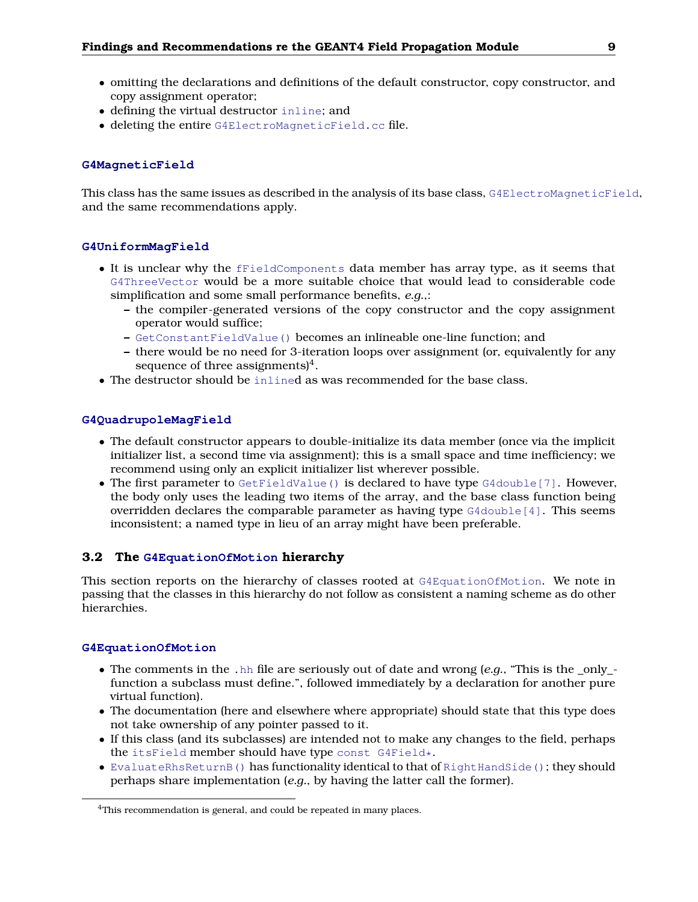- omitting the declarations and definitions of the default constructor, copy constructor, and copy assignment operator;
- defining the virtual destructor `inline`; and
- deleting the entire `G4ElectroMagneticField.cc` file.

#### G4MagneticField

This class has the same issues as described in the analysis of its base class, `G4ElectroMagneticField`, and the same recommendations apply.

#### G4UniformMagField

- It is unclear why the `fFieldComponents` data member has array type, as it seems that `G4ThreeVector` would be a more suitable choice that would lead to considerable code simplification and some small performance benefits, *e.g.*,:
  - the compiler-generated versions of the copy constructor and the copy assignment operator would suffice;
  - `GetConstantFieldValue()` becomes an inlineable one-line function; and
  - there would be no need for 3-iteration loops over assignment (or, equivalently for any sequence of three assignments)[4].
- The destructor should be `inline`d as was recommended for the base class.

#### G4QuadrupoleMagField

- The default constructor appears to double-initialize its data member (once via the implicit initializer list, a second time via assignment); this is a small space and time inefficiency; we recommend using only an explicit initializer list wherever possible.
- The first parameter to `GetFieldValue()` is declared to have type `G4double[7]`. However, the body only uses the leading two items of the array, and the base class function being overridden declares the comparable parameter as having type `G4double[4]`. This seems inconsistent; a named type in lieu of an array might have been preferable.

### 3.2 The G4EquationOfMotion hierarchy

This section reports on the hierarchy of classes rooted at `G4EquationOfMotion`. We note in passing that the classes in this hierarchy do not follow as consistent a naming scheme as do other hierarchies.

#### G4EquationOfMotion

- The comments in the `.hh` file are seriously out of date and wrong (*e.g.*, "This is the _only_-function a subclass must define.", followed immediately by a declaration for another pure virtual function).
- The documentation (here and elsewhere where appropriate) should state that this type does not take ownership of any pointer passed to it.
- If this class (and its subclasses) are intended not to make any changes to the field, perhaps the `itsField` member should have type `const G4Field*`.
- `EvaluateRhsReturnB()` has functionality identical to that of `RightHandSide()`; they should perhaps share implementation (*e.g.*, by having the latter call the former).

[4] This recommendation is general, and could be repeated in many places.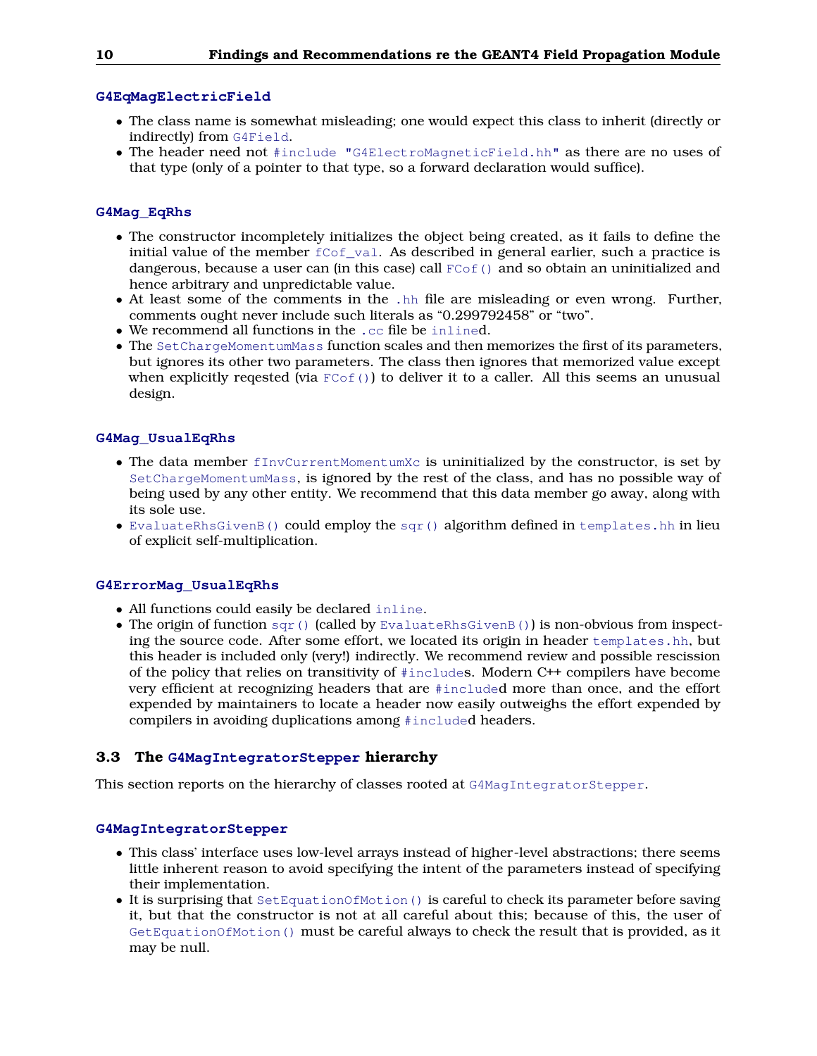#### G4EqMagElectricField

- The class name is somewhat misleading; one would expect this class to inherit (directly or indirectly) from `G4Field`.
- The header need not `#include "G4ElectroMagneticField.hh"` as there are no uses of that type (only of a pointer to that type, so a forward declaration would suffice).

#### G4Mag_EqRhs

- The constructor incompletely initializes the object being created, as it fails to define the initial value of the member `fCof_val`. As described in general earlier, such a practice is dangerous, because a user can (in this case) call `FCof()` and so obtain an uninitialized and hence arbitrary and unpredictable value.
- At least some of the comments in the `.hh` file are misleading or even wrong. Further, comments ought never include such literals as “0.299792458” or “two”.
- We recommend all functions in the `.cc` file be `inline`d.
- The `SetChargeMomentumMass` function scales and then memorizes the first of its parameters, but ignores its other two parameters. The class then ignores that memorized value except when explicitly reqested (via `FCof()`) to deliver it to a caller. All this seems an unusual design.

#### G4Mag_UsualEqRhs

- The data member `fInvCurrentMomentumXc` is uninitialized by the constructor, is set by `SetChargeMomentumMass`, is ignored by the rest of the class, and has no possible way of being used by any other entity. We recommend that this data member go away, along with its sole use.
- `EvaluateRhsGivenB()` could employ the `sqr()` algorithm defined in `templates.hh` in lieu of explicit self-multiplication.

#### G4ErrorMag_UsualEqRhs

- All functions could easily be declared `inline`.
- The origin of function `sqr()` (called by `EvaluateRhsGivenB()`) is non-obvious from inspecting the source code. After some effort, we located its origin in header `templates.hh`, but this header is included only (very!) indirectly. We recommend review and possible rescission of the policy that relies on transitivity of `#include`s. Modern C++ compilers have become very efficient at recognizing headers that are `#include`d more than once, and the effort expended by maintainers to locate a header now easily outweighs the effort expended by compilers in avoiding duplications among `#include`d headers.

### 3.3 The G4MagIntegratorStepper hierarchy

This section reports on the hierarchy of classes rooted at `G4MagIntegratorStepper`.

#### G4MagIntegratorStepper

- This class' interface uses low-level arrays instead of higher-level abstractions; there seems little inherent reason to avoid specifying the intent of the parameters instead of specifying their implementation.
- It is surprising that `SetEquationOfMotion()` is careful to check its parameter before saving it, but that the constructor is not at all careful about this; because of this, the user of `GetEquationOfMotion()` must be careful always to check the result that is provided, as it may be null.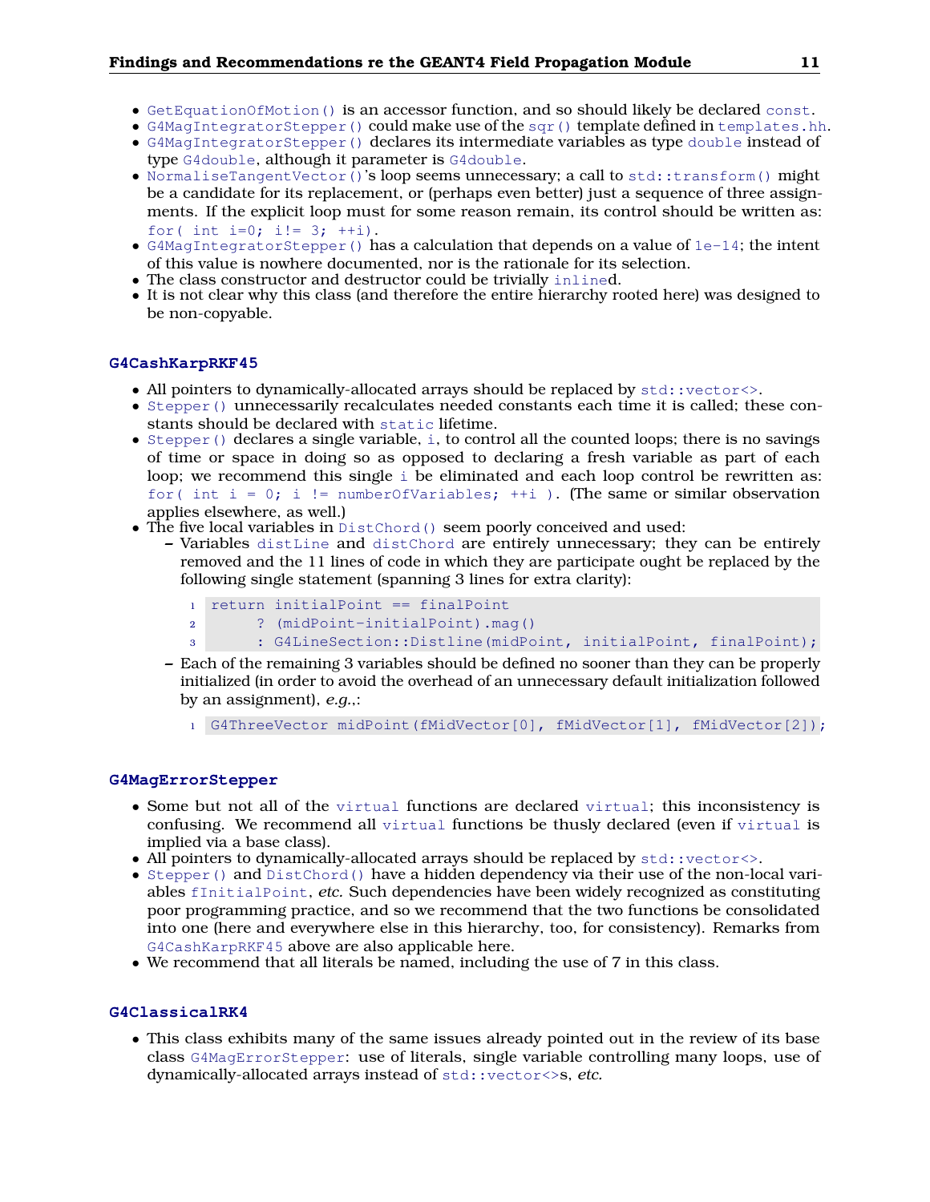- `GetEquationOfMotion()` is an accessor function, and so should likely be declared `const`.
- `G4MagIntegratorStepper()` could make use of the `sqr()` template defined in `templates.hh`.
- `G4MagIntegratorStepper()` declares its intermediate variables as type `double` instead of type `G4double`, although it parameter is `G4double`.
- `NormaliseTangentVector()`'s loop seems unnecessary; a call to `std::transform()` might be a candidate for its replacement, or (perhaps even better) just a sequence of three assignments. If the explicit loop must for some reason remain, its control should be written as: `for( int i=0; i!= 3; ++i)`.
- `G4MagIntegratorStepper()` has a calculation that depends on a value of `1e-14`; the intent of this value is nowhere documented, nor is the rationale for its selection.
- The class constructor and destructor could be trivially `inline`d.
- It is not clear why this class (and therefore the entire hierarchy rooted here) was designed to be non-copyable.

### G4CashKarpRKF45

- All pointers to dynamically-allocated arrays should be replaced by `std::vector<>`.
- `Stepper()` unnecessarily recalculates needed constants each time it is called; these constants should be declared with `static` lifetime.
- `Stepper()` declares a single variable, `i`, to control all the counted loops; there is no savings of time or space in doing so as opposed to declaring a fresh variable as part of each loop; we recommend this single `i` be eliminated and each loop control be rewritten as: `for( int i = 0; i != numberOfVariables; ++i )`. (The same or similar observation applies elsewhere, as well.)
- The five local variables in `DistChord()` seem poorly conceived and used:
  - Variables `distLine` and `distChord` are entirely unnecessary; they can be entirely removed and the 11 lines of code in which they are participate ought be replaced by the following single statement (spanning 3 lines for extra clarity):

    ```
    return initialPoint == finalPoint
         ? (midPoint-initialPoint).mag()
         : G4LineSection::Distline(midPoint, initialPoint, finalPoint);
    ```

  - Each of the remaining 3 variables should be defined no sooner than they can be properly initialized (in order to avoid the overhead of an unnecessary default initialization followed by an assignment), *e.g.*,:

    ```
    G4ThreeVector midPoint(fMidVector[0], fMidVector[1], fMidVector[2]);
    ```

### G4MagErrorStepper

- Some but not all of the `virtual` functions are declared `virtual`; this inconsistency is confusing. We recommend all `virtual` functions be thusly declared (even if `virtual` is implied via a base class).
- All pointers to dynamically-allocated arrays should be replaced by `std::vector<>`.
- `Stepper()` and `DistChord()` have a hidden dependency via their use of the non-local variables `fInitialPoint`, *etc.* Such dependencies have been widely recognized as constituting poor programming practice, and so we recommend that the two functions be consolidated into one (here and everywhere else in this hierarchy, too, for consistency). Remarks from `G4CashKarpRKF45` above are also applicable here.
- We recommend that all literals be named, including the use of 7 in this class.

### G4ClassicalRK4

- This class exhibits many of the same issues already pointed out in the review of its base class `G4MagErrorStepper`: use of literals, single variable controlling many loops, use of dynamically-allocated arrays instead of `std::vector<>`s, *etc.*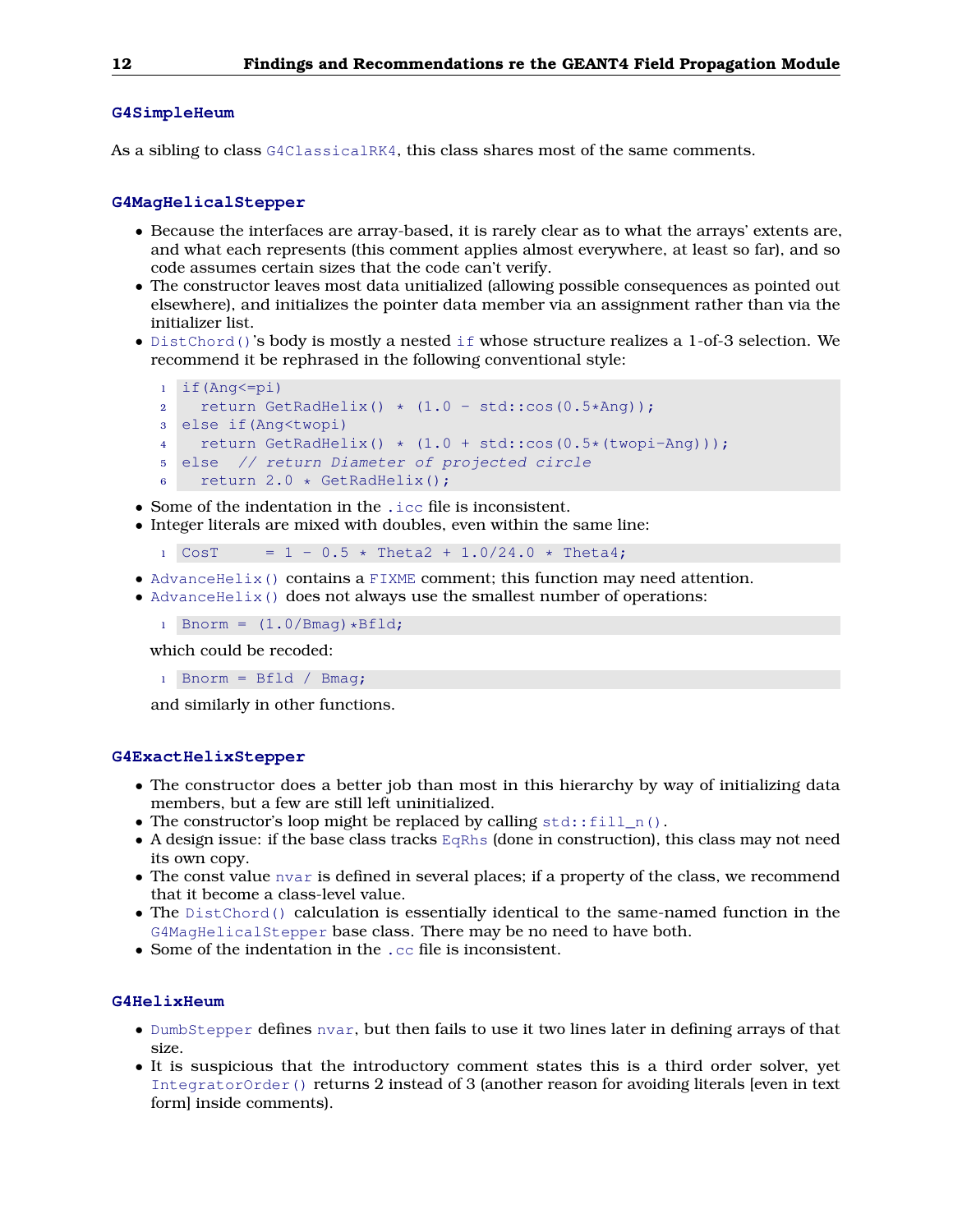### G4SimpleHeum

As a sibling to class `G4ClassicalRK4`, this class shares most of the same comments.

### G4MagHelicalStepper

- Because the interfaces are array-based, it is rarely clear as to what the arrays' extents are, and what each represents (this comment applies almost everywhere, at least so far), and so code assumes certain sizes that the code can't verify.
- The constructor leaves most data unitialized (allowing possible consequences as pointed out elsewhere), and initializes the pointer data member via an assignment rather than via the initializer list.
- `DistChord()`'s body is mostly a nested `if` whose structure realizes a 1-of-3 selection. We recommend it be rephrased in the following conventional style:

```
if(Ang<=pi)
  return GetRadHelix() * (1.0 - std::cos(0.5*Ang));
else if(Ang<twopi)
  return GetRadHelix() * (1.0 + std::cos(0.5*(twopi-Ang)));
else  // return Diameter of projected circle
  return 2.0 * GetRadHelix();
```

- Some of the indentation in the `.icc` file is inconsistent.
- Integer literals are mixed with doubles, even within the same line:

```
CosT     = 1 - 0.5 * Theta2 + 1.0/24.0 * Theta4;
```

- `AdvanceHelix()` contains a `FIXME` comment; this function may need attention.
- `AdvanceHelix()` does not always use the smallest number of operations:

```
Bnorm = (1.0/Bmag)*Bfld;
```

  which could be recoded:

```
Bnorm = Bfld / Bmag;
```

  and similarly in other functions.

### G4ExactHelixStepper

- The constructor does a better job than most in this hierarchy by way of initializing data members, but a few are still left uninitialized.
- The constructor's loop might be replaced by calling `std::fill_n()`.
- A design issue: if the base class tracks `EqRhs` (done in construction), this class may not need its own copy.
- The const value `nvar` is defined in several places; if a property of the class, we recommend that it become a class-level value.
- The `DistChord()` calculation is essentially identical to the same-named function in the `G4MagHelicalStepper` base class. There may be no need to have both.
- Some of the indentation in the `.cc` file is inconsistent.

### G4HelixHeum

- `DumbStepper` defines `nvar`, but then fails to use it two lines later in defining arrays of that size.
- It is suspicious that the introductory comment states this is a third order solver, yet `IntegratorOrder()` returns 2 instead of 3 (another reason for avoiding literals [even in text form] inside comments).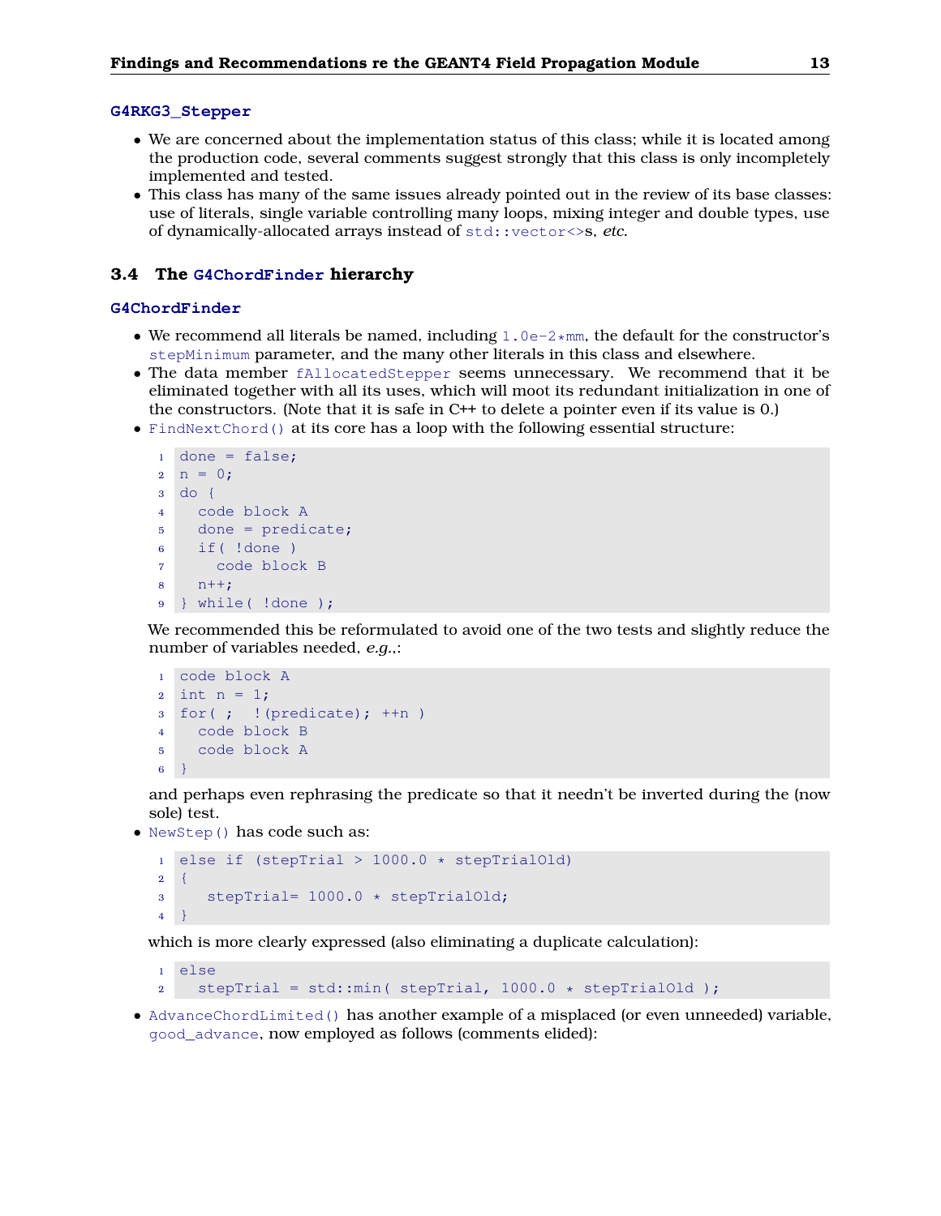### G4RKG3_Stepper

- We are concerned about the implementation status of this class; while it is located among the production code, several comments suggest strongly that this class is only incompletely implemented and tested.
- This class has many of the same issues already pointed out in the review of its base classes: use of literals, single variable controlling many loops, mixing integer and double types, use of dynamically-allocated arrays instead of `std::vector<>`s, *etc.*

## 3.4 The G4ChordFinder hierarchy

### G4ChordFinder

- We recommend all literals be named, including `1.0e-2*mm`, the default for the constructor's `stepMinimum` parameter, and the many other literals in this class and elsewhere.
- The data member `fAllocatedStepper` seems unnecessary. We recommend that it be eliminated together with all its uses, which will moot its redundant initialization in one of the constructors. (Note that it is safe in C++ to delete a pointer even if its value is 0.)
- `FindNextChord()` at its core has a loop with the following essential structure:

```
done = false;
n = 0;
do {
  code block A
  done = predicate;
  if( !done )
    code block B
  n++;
} while( !done );
```

  We recommended this be reformulated to avoid one of the two tests and slightly reduce the number of variables needed, *e.g.*,:

```
code block A
int n = 1;
for( ;  !(predicate); ++n )
  code block B
  code block A
}
```

  and perhaps even rephrasing the predicate so that it needn't be inverted during the (now sole) test.
- `NewStep()` has code such as:

```
else if (stepTrial > 1000.0 * stepTrialOld)
{
   stepTrial= 1000.0 * stepTrialOld;
}
```

  which is more clearly expressed (also eliminating a duplicate calculation):

```
else
  stepTrial = std::min( stepTrial, 1000.0 * stepTrialOld );
```

- `AdvanceChordLimited()` has another example of a misplaced (or even unneeded) variable, `good_advance`, now employed as follows (comments elided):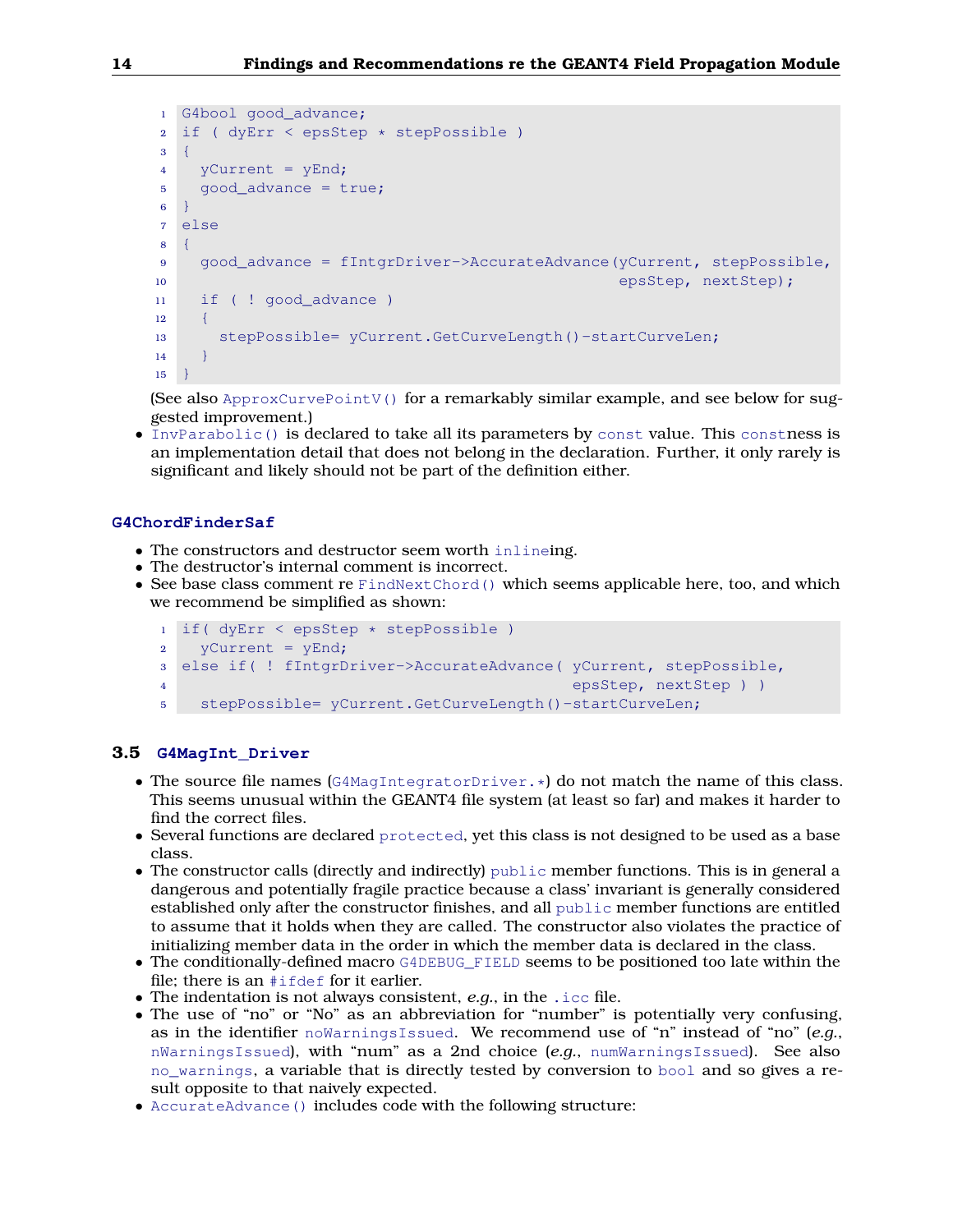```
G4bool good_advance;
if ( dyErr < epsStep * stepPossible )
{
  yCurrent = yEnd;
  good_advance = true;
}
else
{
  good_advance = fIntgrDriver->AccurateAdvance(yCurrent, stepPossible,
                                               epsStep, nextStep);
  if ( ! good_advance )
  {
    stepPossible= yCurrent.GetCurveLength()-startCurveLen;
  }
}
```

(See also `ApproxCurvePointV()` for a remarkably similar example, and see below for suggested improvement.)

- `InvParabolic()` is declared to take all its parameters by `const` value. This `const`ness is an implementation detail that does not belong in the declaration. Further, it only rarely is significant and likely should not be part of the definition either.

#### G4ChordFinderSaf

- The constructors and destructor seem worth `inline`ing.
- The destructor's internal comment is incorrect.
- See base class comment re `FindNextChord()` which seems applicable here, too, and which we recommend be simplified as shown:

```
if( dyErr < epsStep * stepPossible )
  yCurrent = yEnd;
else if( ! fIntgrDriver->AccurateAdvance( yCurrent, stepPossible,
                                          epsStep, nextStep ) )
  stepPossible= yCurrent.GetCurveLength()-startCurveLen;
```

### 3.5 G4MagInt_Driver

- The source file names (`G4MagIntegratorDriver.*`) do not match the name of this class. This seems unusual within the GEANT4 file system (at least so far) and makes it harder to find the correct files.
- Several functions are declared `protected`, yet this class is not designed to be used as a base class.
- The constructor calls (directly and indirectly) `public` member functions. This is in general a dangerous and potentially fragile practice because a class' invariant is generally considered established only after the constructor finishes, and all `public` member functions are entitled to assume that it holds when they are called. The constructor also violates the practice of initializing member data in the order in which the member data is declared in the class.
- The conditionally-defined macro `G4DEBUG_FIELD` seems to be positioned too late within the file; there is an `#ifdef` for it earlier.
- The indentation is not always consistent, *e.g.*, in the `.icc` file.
- The use of "no" or "No" as an abbreviation for "number" is potentially very confusing, as in the identifier `noWarningsIssued`. We recommend use of "n" instead of "no" (*e.g.*, `nWarningsIssued`), with "num" as a 2nd choice (*e.g.*, `numWarningsIssued`). See also `no_warnings`, a variable that is directly tested by conversion to `bool` and so gives a result opposite to that naively expected.
- `AccurateAdvance()` includes code with the following structure: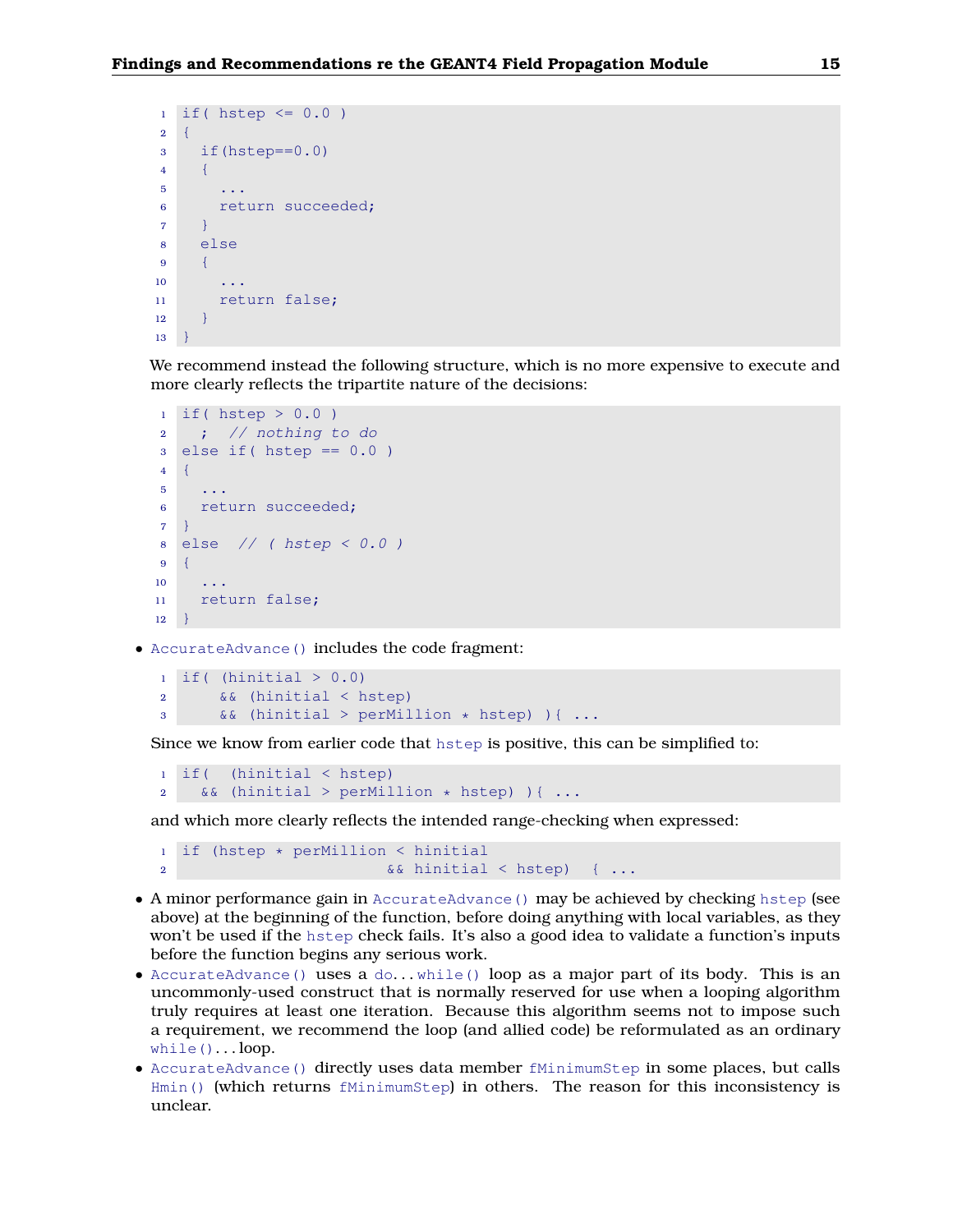```
if( hstep <= 0.0 )
{
  if(hstep==0.0)
  {
    ...
    return succeeded;
  }
  else
  {
    ...
    return false;
  }
}
```

We recommend instead the following structure, which is no more expensive to execute and more clearly reflects the tripartite nature of the decisions:

```
if( hstep > 0.0 )
  ;  // nothing to do
else if( hstep == 0.0 )
{
  ...
  return succeeded;
}
else  // ( hstep < 0.0 )
{
  ...
  return false;
}
```

- `AccurateAdvance()` includes the code fragment:

```
if( (hinitial > 0.0)
    && (hinitial < hstep)
    && (hinitial > perMillion * hstep) ){ ...
```

  Since we know from earlier code that `hstep` is positive, this can be simplified to:

```
if(  (hinitial < hstep)
  && (hinitial > perMillion * hstep) ){ ...
```

  and which more clearly reflects the intended range-checking when expressed:

```
if (hstep * perMillion < hinitial
                      && hinitial < hstep)  { ...
```

- A minor performance gain in `AccurateAdvance()` may be achieved by checking `hstep` (see above) at the beginning of the function, before doing anything with local variables, as they won't be used if the `hstep` check fails. It's also a good idea to validate a function's inputs before the function begins any serious work.
- `AccurateAdvance()` uses a `do...while()` loop as a major part of its body. This is an uncommonly-used construct that is normally reserved for use when a looping algorithm truly requires at least one iteration. Because this algorithm seems not to impose such a requirement, we recommend the loop (and allied code) be reformulated as an ordinary `while()...` loop.
- `AccurateAdvance()` directly uses data member `fMinimumStep` in some places, but calls `Hmin()` (which returns `fMinimumStep`) in others. The reason for this inconsistency is unclear.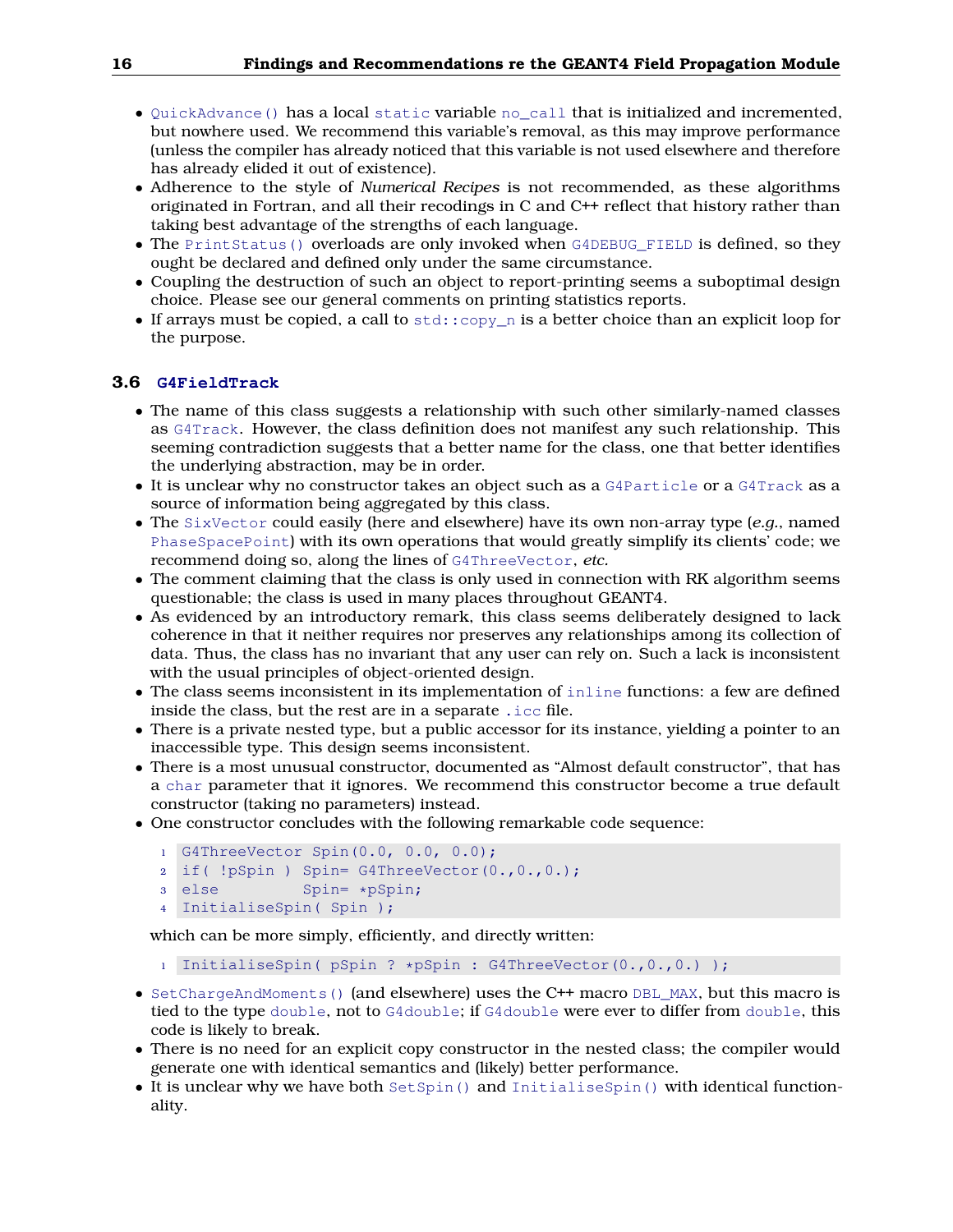- `QuickAdvance()` has a local `static` variable `no_call` that is initialized and incremented, but nowhere used. We recommend this variable's removal, as this may improve performance (unless the compiler has already noticed that this variable is not used elsewhere and therefore has already elided it out of existence).
- Adherence to the style of *Numerical Recipes* is not recommended, as these algorithms originated in Fortran, and all their recodings in C and C++ reflect that history rather than taking best advantage of the strengths of each language.
- The `PrintStatus()` overloads are only invoked when `G4DEBUG_FIELD` is defined, so they ought be declared and defined only under the same circumstance.
- Coupling the destruction of such an object to report-printing seems a suboptimal design choice. Please see our general comments on printing statistics reports.
- If arrays must be copied, a call to `std::copy_n` is a better choice than an explicit loop for the purpose.

### 3.6 `G4FieldTrack`

- The name of this class suggests a relationship with such other similarly-named classes as `G4Track`. However, the class definition does not manifest any such relationship. This seeming contradiction suggests that a better name for the class, one that better identifies the underlying abstraction, may be in order.
- It is unclear why no constructor takes an object such as a `G4Particle` or a `G4Track` as a source of information being aggregated by this class.
- The `SixVector` could easily (here and elsewhere) have its own non-array type (*e.g.*, named `PhaseSpacePoint`) with its own operations that would greatly simplify its clients' code; we recommend doing so, along the lines of `G4ThreeVector`, *etc.*
- The comment claiming that the class is only used in connection with RK algorithm seems questionable; the class is used in many places throughout GEANT4.
- As evidenced by an introductory remark, this class seems deliberately designed to lack coherence in that it neither requires nor preserves any relationships among its collection of data. Thus, the class has no invariant that any user can rely on. Such a lack is inconsistent with the usual principles of object-oriented design.
- The class seems inconsistent in its implementation of `inline` functions: a few are defined inside the class, but the rest are in a separate `.icc` file.
- There is a private nested type, but a public accessor for its instance, yielding a pointer to an inaccessible type. This design seems inconsistent.
- There is a most unusual constructor, documented as "Almost default constructor", that has a `char` parameter that it ignores. We recommend this constructor become a true default constructor (taking no parameters) instead.
- One constructor concludes with the following remarkable code sequence:

```
G4ThreeVector Spin(0.0, 0.0, 0.0);
if( !pSpin ) Spin= G4ThreeVector(0.,0.,0.);
else         Spin= *pSpin;
InitialiseSpin( Spin );
```

  which can be more simply, efficiently, and directly written:

```
InitialiseSpin( pSpin ? *pSpin : G4ThreeVector(0.,0.,0.) );
```

- `SetChargeAndMoments()` (and elsewhere) uses the C++ macro `DBL_MAX`, but this macro is tied to the type `double`, not to `G4double`; if `G4double` were ever to differ from `double`, this code is likely to break.
- There is no need for an explicit copy constructor in the nested class; the compiler would generate one with identical semantics and (likely) better performance.
- It is unclear why we have both `SetSpin()` and `InitialiseSpin()` with identical functionality.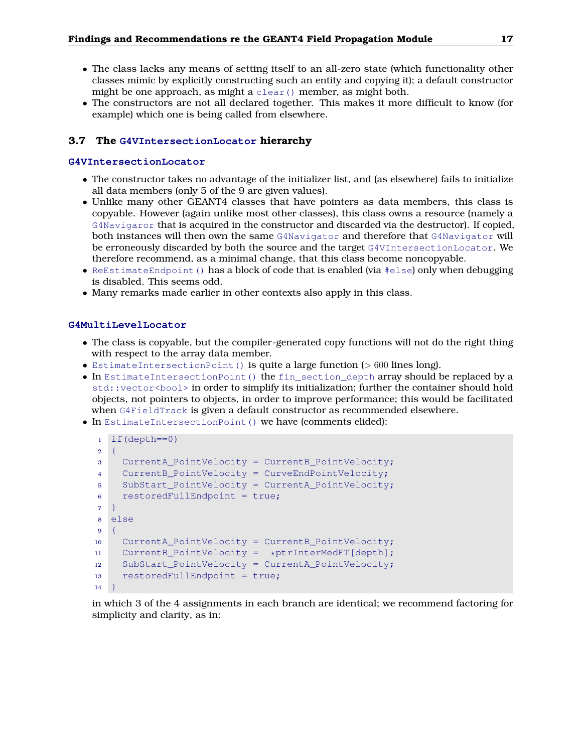- The class lacks any means of setting itself to an all-zero state (which functionality other classes mimic by explicitly constructing such an entity and copying it); a default constructor might be one approach, as might a `clear()` member, as might both.
- The constructors are not all declared together. This makes it more difficult to know (for example) which one is being called from elsewhere.

## 3.7 The `G4VIntersectionLocator` hierarchy

### `G4VIntersectionLocator`

- The constructor takes no advantage of the initializer list, and (as elsewhere) fails to initialize all data members (only 5 of the 9 are given values).
- Unlike many other GEANT4 classes that have pointers as data members, this class is copyable. However (again unlike most other classes), this class owns a resource (namely a `G4Navigaror` that is acquired in the constructor and discarded via the destructor). If copied, both instances will then own the same `G4Navigator` and therefore that `G4Navigator` will be erroneously discarded by both the source and the target `G4VIntersectionLocator`. We therefore recommend, as a minimal change, that this class become noncopyable.
- `ReEstimateEndpoint()` has a block of code that is enabled (via `#else`) only when debugging is disabled. This seems odd.
- Many remarks made earlier in other contexts also apply in this class.

### `G4MultiLevelLocator`

- The class is copyable, but the compiler-generated copy functions will not do the right thing with respect to the array data member.
- `EstimateIntersectionPoint()` is quite a large function (> 600 lines long).
- In `EstimateIntersectionPoint()` the `fin_section_depth` array should be replaced by a `std::vector<bool>` in order to simplify its initialization; further the container should hold objects, not pointers to objects, in order to improve performance; this would be facilitated when `G4FieldTrack` is given a default constructor as recommended elsewhere.
- In `EstimateIntersectionPoint()` we have (comments elided):

```
if(depth==0)
{
  CurrentA_PointVelocity = CurrentB_PointVelocity;
  CurrentB_PointVelocity = CurveEndPointVelocity;
  SubStart_PointVelocity = CurrentA_PointVelocity;
  restoredFullEndpoint = true;
}
else
{
  CurrentA_PointVelocity = CurrentB_PointVelocity;
  CurrentB_PointVelocity =  *ptrInterMedFT[depth];
  SubStart_PointVelocity = CurrentA_PointVelocity;
  restoredFullEndpoint = true;
}
```

in which 3 of the 4 assignments in each branch are identical; we recommend factoring for simplicity and clarity, as in: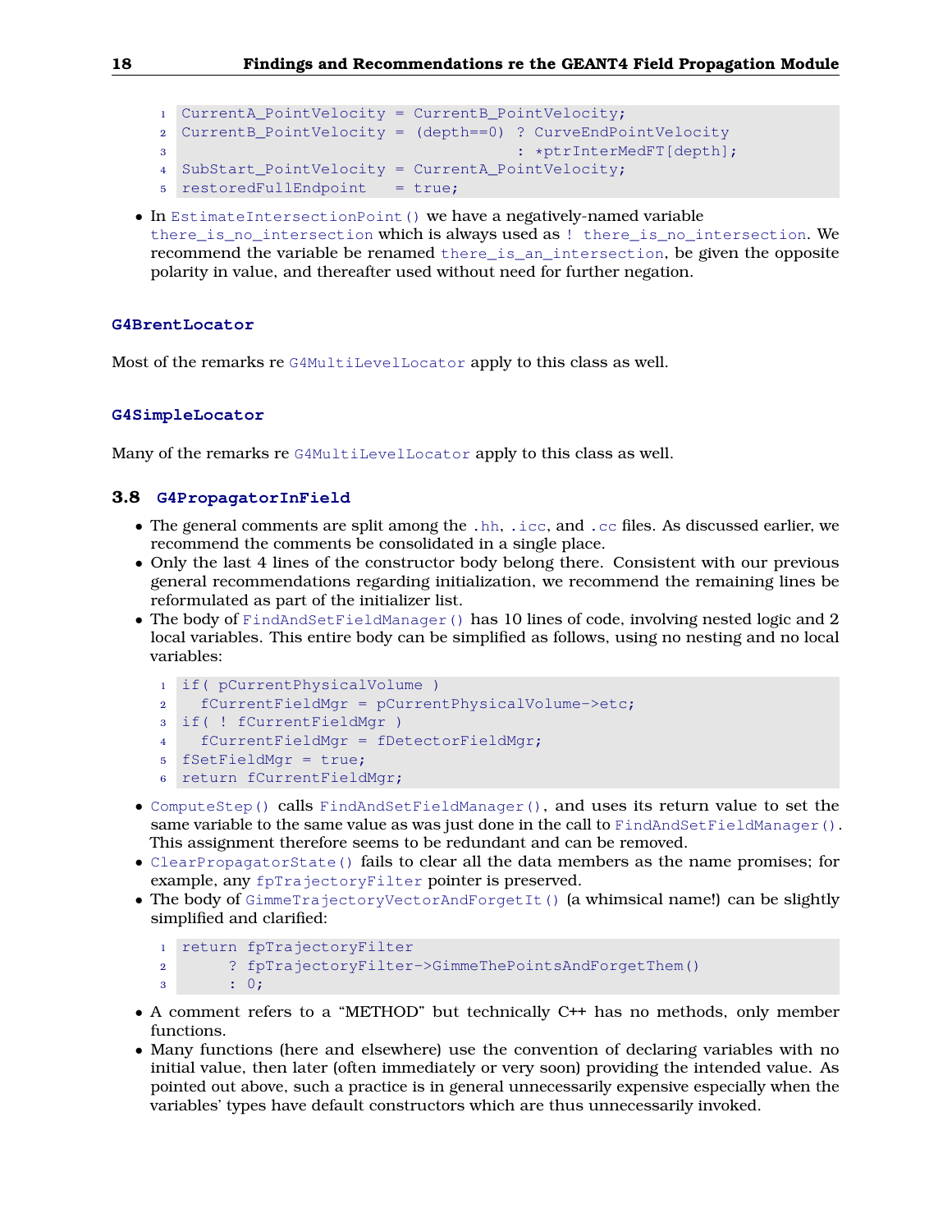```
CurrentA_PointVelocity = CurrentB_PointVelocity;
CurrentB_PointVelocity = (depth==0) ? CurveEndPointVelocity
                                    : *ptrInterMedFT[depth];
SubStart_PointVelocity = CurrentA_PointVelocity;
restoredFullEndpoint   = true;
```

- In `EstimateIntersectionPoint()` we have a negatively-named variable `there_is_no_intersection` which is always used as `! there_is_no_intersection`. We recommend the variable be renamed `there_is_an_intersection`, be given the opposite polarity in value, and thereafter used without need for further negation.

#### G4BrentLocator

Most of the remarks re `G4MultiLevelLocator` apply to this class as well.

#### G4SimpleLocator

Many of the remarks re `G4MultiLevelLocator` apply to this class as well.

### 3.8 G4PropagatorInField

- The general comments are split among the `.hh`, `.icc`, and `.cc` files. As discussed earlier, we recommend the comments be consolidated in a single place.
- Only the last 4 lines of the constructor body belong there. Consistent with our previous general recommendations regarding initialization, we recommend the remaining lines be reformulated as part of the initializer list.
- The body of `FindAndSetFieldManager()` has 10 lines of code, involving nested logic and 2 local variables. This entire body can be simplified as follows, using no nesting and no local variables:

```
if( pCurrentPhysicalVolume )
  fCurrentFieldMgr = pCurrentPhysicalVolume->etc;
if( ! fCurrentFieldMgr )
  fCurrentFieldMgr = fDetectorFieldMgr;
fSetFieldMgr = true;
return fCurrentFieldMgr;
```

- `ComputeStep()` calls `FindAndSetFieldManager()`, and uses its return value to set the same variable to the same value as was just done in the call to `FindAndSetFieldManager()`. This assignment therefore seems to be redundant and can be removed.
- `ClearPropagatorState()` fails to clear all the data members as the name promises; for example, any `fpTrajectoryFilter` pointer is preserved.
- The body of `GimmeTrajectoryVectorAndForgetIt()` (a whimsical name!) can be slightly simplified and clarified:

```
return fpTrajectoryFilter
     ? fpTrajectoryFilter->GimmeThePointsAndForgetThem()
     : 0;
```

- A comment refers to a "METHOD" but technically C++ has no methods, only member functions.
- Many functions (here and elsewhere) use the convention of declaring variables with no initial value, then later (often immediately or very soon) providing the intended value. As pointed out above, such a practice is in general unnecessarily expensive especially when the variables' types have default constructors which are thus unnecessarily invoked.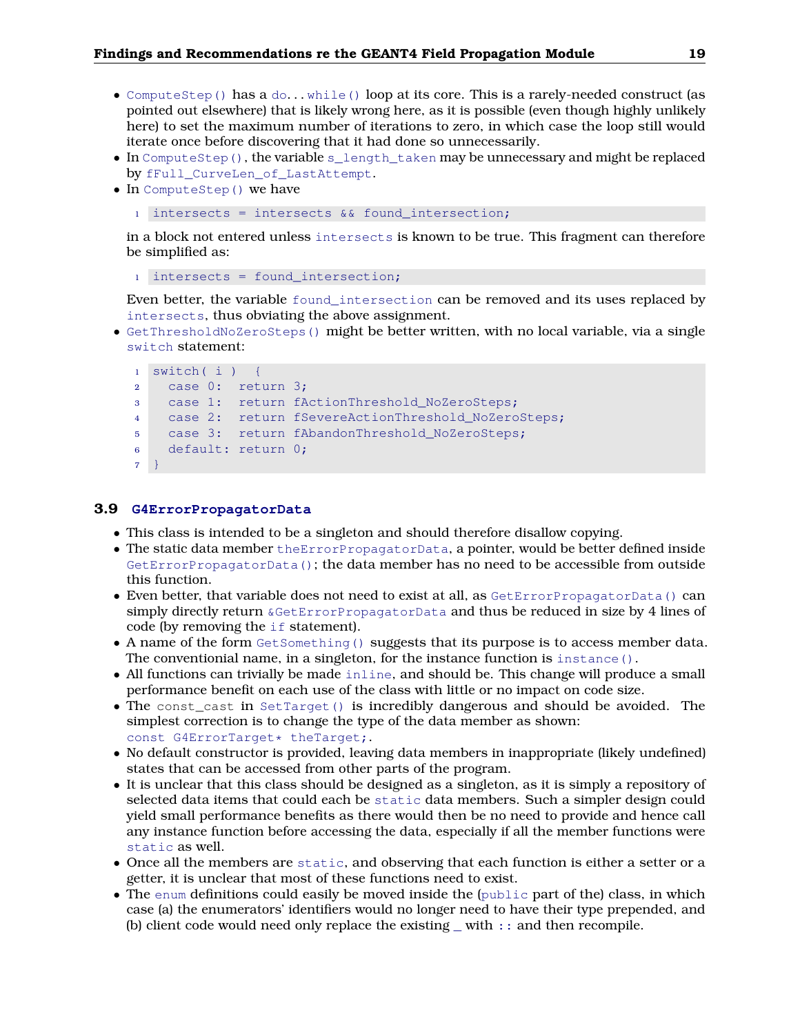- `ComputeStep()` has a `do`...`while()` loop at its core. This is a rarely-needed construct (as pointed out elsewhere) that is likely wrong here, as it is possible (even though highly unlikely here) to set the maximum number of iterations to zero, in which case the loop still would iterate once before discovering that it had done so unnecessarily.
- In `ComputeStep()`, the variable `s_length_taken` may be unnecessary and might be replaced by `fFull_CurveLen_of_LastAttempt`.
- In `ComputeStep()` we have

  ```
  intersects = intersects && found_intersection;
  ```

  in a block not entered unless `intersects` is known to be true. This fragment can therefore be simplified as:

  ```
  intersects = found_intersection;
  ```

  Even better, the variable `found_intersection` can be removed and its uses replaced by `intersects`, thus obviating the above assignment.
- `GetThresholdNoZeroSteps()` might be better written, with no local variable, via a single `switch` statement:

  ```
  switch( i )  {
    case 0:  return 3;
    case 1:  return fActionThreshold_NoZeroSteps;
    case 2:  return fSevereActionThreshold_NoZeroSteps;
    case 3:  return fAbandonThreshold_NoZeroSteps;
    default: return 0;
  }
  ```

### 3.9 G4ErrorPropagatorData

- This class is intended to be a singleton and should therefore disallow copying.
- The static data member `theErrorPropagatorData`, a pointer, would be better defined inside `GetErrorPropagatorData()`; the data member has no need to be accessible from outside this function.
- Even better, that variable does not need to exist at all, as `GetErrorPropagatorData()` can simply directly return `&GetErrorPropagatorData` and thus be reduced in size by 4 lines of code (by removing the `if` statement).
- A name of the form `GetSomething()` suggests that its purpose is to access member data. The conventional name, in a singleton, for the instance function is `instance()`.
- All functions can trivially be made `inline`, and should be. This change will produce a small performance benefit on each use of the class with little or no impact on code size.
- The `const_cast` in `SetTarget()` is incredibly dangerous and should be avoided. The simplest correction is to change the type of the data member as shown: `const G4ErrorTarget* theTarget;`.
- No default constructor is provided, leaving data members in inappropriate (likely undefined) states that can be accessed from other parts of the program.
- It is unclear that this class should be designed as a singleton, as it is simply a repository of selected data items that could each be `static` data members. Such a simpler design could yield small performance benefits as there would then be no need to provide and hence call any instance function before accessing the data, especially if all the member functions were `static` as well.
- Once all the members are `static`, and observing that each function is either a setter or a getter, it is unclear that most of these functions need to exist.
- The `enum` definitions could easily be moved inside the (`public` part of the) class, in which case (a) the enumerators' identifiers would no longer need to have their type prepended, and (b) client code would need only replace the existing `_` with `::` and then recompile.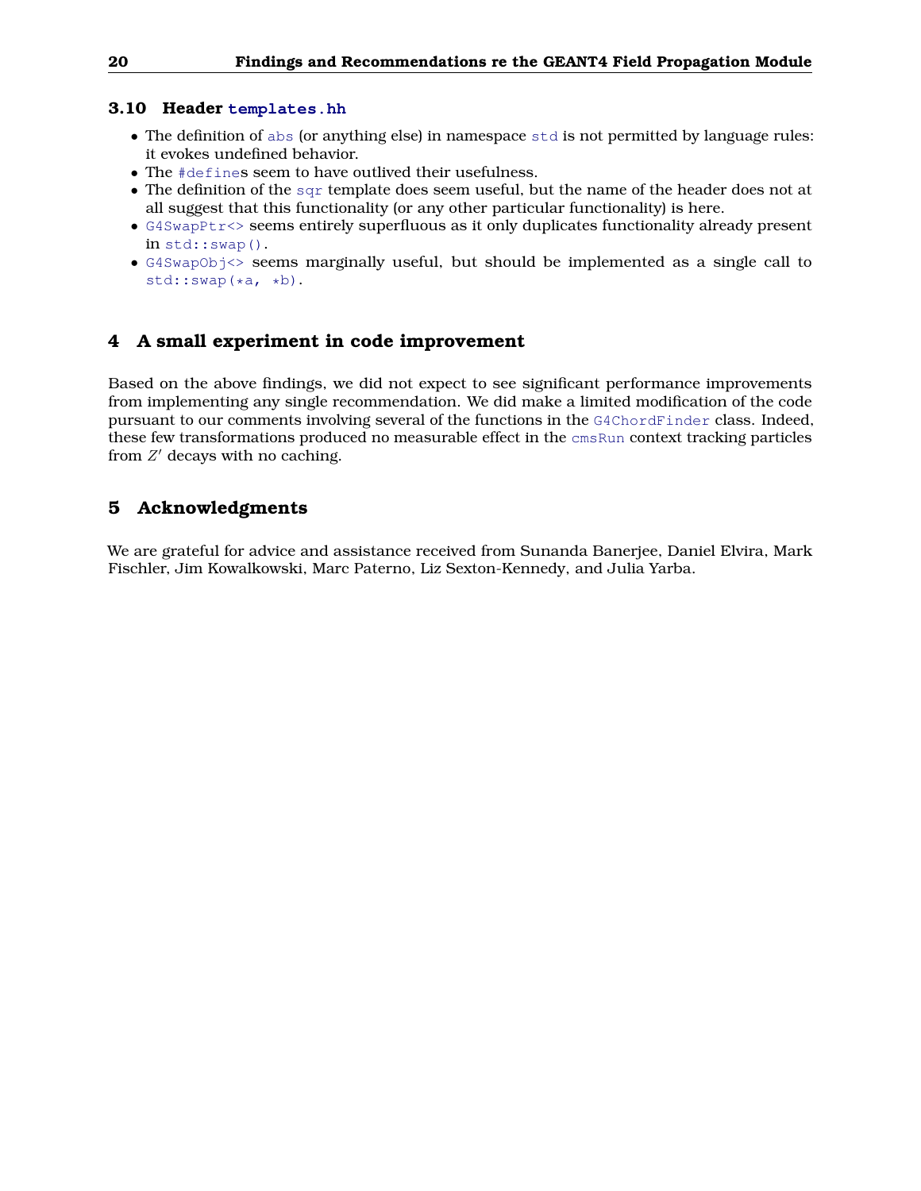### 3.10 Header `templates.hh`

- The definition of `abs` (or anything else) in namespace `std` is not permitted by language rules: it evokes undefined behavior.
- The `#define`s seem to have outlived their usefulness.
- The definition of the `sqr` template does seem useful, but the name of the header does not at all suggest that this functionality (or any other particular functionality) is here.
- `G4SwapPtr<>` seems entirely superfluous as it only duplicates functionality already present in `std::swap()`.
- `G4SwapObj<>` seems marginally useful, but should be implemented as a single call to `std::swap(*a, *b)`.

## 4 A small experiment in code improvement

Based on the above findings, we did not expect to see significant performance improvements from implementing any single recommendation. We did make a limited modification of the code pursuant to our comments involving several of the functions in the `G4ChordFinder` class. Indeed, these few transformations produced no measurable effect in the `cmsRun` context tracking particles from $Z'$ decays with no caching.

## 5 Acknowledgments

We are grateful for advice and assistance received from Sunanda Banerjee, Daniel Elvira, Mark Fischler, Jim Kowalkowski, Marc Paterno, Liz Sexton-Kennedy, and Julia Yarba.